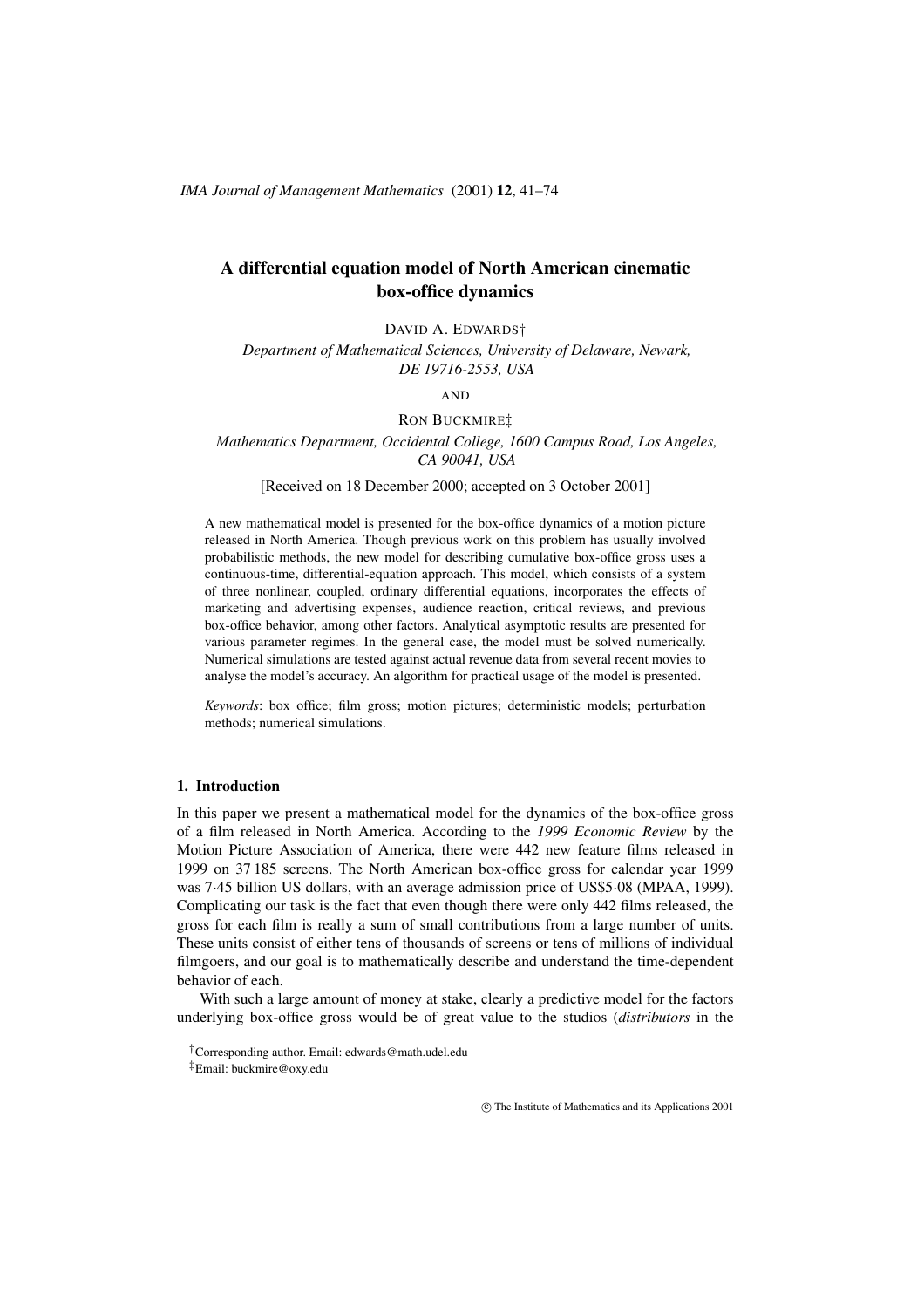# A differential equation model of North American cinematic box-office dynamics

DAVID A. EDWARDS[†]

*Department of Mathematical Sciences, University of Delaware, Newark, DE 19716-2553, USA*

AND

RON BUCKMIRE[‡]

*Mathematics Department, Occidental College, 1600 Campus Road, Los Angeles, CA 90041, USA*

[Received on 18 December 2000; accepted on 3 October 2001]

A new mathematical model is presented for the box-office dynamics of a motion picture released in North America. Though previous work on this problem has usually involved probabilistic methods, the new model for describing cumulative box-office gross uses a continuous-time, differential-equation approach. This model, which consists of a system of three nonlinear, coupled, ordinary differential equations, incorporates the effects of marketing and advertising expenses, audience reaction, critical reviews, and previous box-office behavior, among other factors. Analytical asymptotic results are presented for various parameter regimes. In the general case, the model must be solved numerically. Numerical simulations are tested against actual revenue data from several recent movies to analyse the model's accuracy. An algorithm for practical usage of the model is presented.

*Keywords*: box office; film gross; motion pictures; deterministic models; perturbation methods; numerical simulations.

## 1. Introduction

In this paper we present a mathematical model for the dynamics of the box-office gross of a film released in North America. According to the *1999 Economic Review* by the Motion Picture Association of America, there were 442 new feature films released in 1999 on 37 185 screens. The North American box-office gross for calendar year 1999 was 7·45 billion US dollars, with an average admission price of US$5·08 (MPAA, 1999). Complicating our task is the fact that even though there were only 442 films released, the gross for each film is really a sum of small contributions from a large number of units. These units consist of either tens of thousands of screens or tens of millions of individual filmgoers, and our goal is to mathematically describe and understand the time-dependent behavior of each.

With such a large amount of money at stake, clearly a predictive model for the factors underlying box-office gross would be of great value to the studios (*distributors* in the

[†]Corresponding author. Email: edwards@math.udel.edu

[‡]Email: buckmire@oxy.edu

© The Institute of Mathematics and its Applications 2001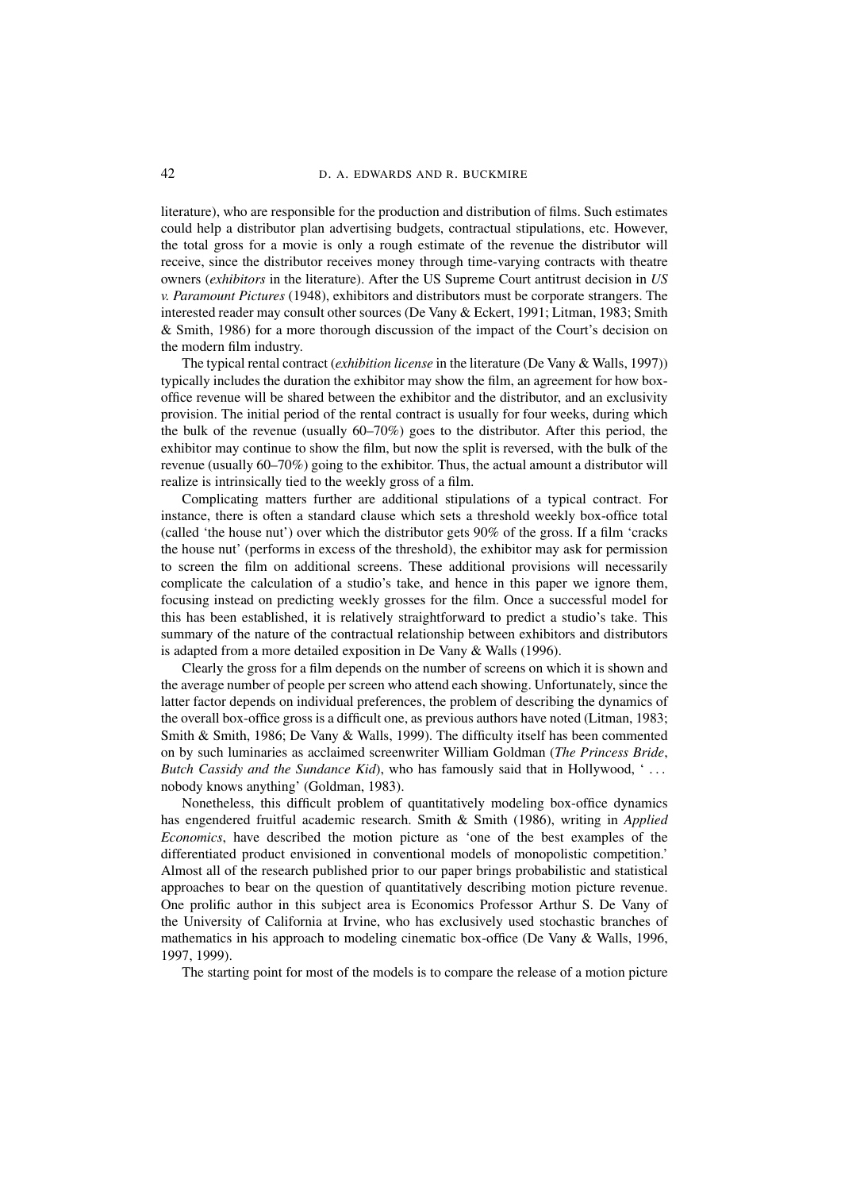literature), who are responsible for the production and distribution of films. Such estimates could help a distributor plan advertising budgets, contractual stipulations, etc. However, the total gross for a movie is only a rough estimate of the revenue the distributor will receive, since the distributor receives money through time-varying contracts with theatre owners (*exhibitors* in the literature). After the US Supreme Court antitrust decision in *US v. Paramount Pictures* (1948), exhibitors and distributors must be corporate strangers. The interested reader may consult other sources (De Vany & Eckert, 1991; Litman, 1983; Smith & Smith, 1986) for a more thorough discussion of the impact of the Court's decision on the modern film industry.

The typical rental contract (*exhibition license* in the literature (De Vany & Walls, 1997)) typically includes the duration the exhibitor may show the film, an agreement for how box-office revenue will be shared between the exhibitor and the distributor, and an exclusivity provision. The initial period of the rental contract is usually for four weeks, during which the bulk of the revenue (usually 60–70%) goes to the distributor. After this period, the exhibitor may continue to show the film, but now the split is reversed, with the bulk of the revenue (usually 60–70%) going to the exhibitor. Thus, the actual amount a distributor will realize is intrinsically tied to the weekly gross of a film.

Complicating matters further are additional stipulations of a typical contract. For instance, there is often a standard clause which sets a threshold weekly box-office total (called 'the house nut') over which the distributor gets 90% of the gross. If a film 'cracks the house nut' (performs in excess of the threshold), the exhibitor may ask for permission to screen the film on additional screens. These additional provisions will necessarily complicate the calculation of a studio's take, and hence in this paper we ignore them, focusing instead on predicting weekly grosses for the film. Once a successful model for this has been established, it is relatively straightforward to predict a studio's take. This summary of the nature of the contractual relationship between exhibitors and distributors is adapted from a more detailed exposition in De Vany & Walls (1996).

Clearly the gross for a film depends on the number of screens on which it is shown and the average number of people per screen who attend each showing. Unfortunately, since the latter factor depends on individual preferences, the problem of describing the dynamics of the overall box-office gross is a difficult one, as previous authors have noted (Litman, 1983; Smith & Smith, 1986; De Vany & Walls, 1999). The difficulty itself has been commented on by such luminaries as acclaimed screenwriter William Goldman (*The Princess Bride*, *Butch Cassidy and the Sundance Kid*), who has famously said that in Hollywood, ' ... nobody knows anything' (Goldman, 1983).

Nonetheless, this difficult problem of quantitatively modeling box-office dynamics has engendered fruitful academic research. Smith & Smith (1986), writing in *Applied Economics*, have described the motion picture as 'one of the best examples of the differentiated product envisioned in conventional models of monopolistic competition.' Almost all of the research published prior to our paper brings probabilistic and statistical approaches to bear on the question of quantitatively describing motion picture revenue. One prolific author in this subject area is Economics Professor Arthur S. De Vany of the University of California at Irvine, who has exclusively used stochastic branches of mathematics in his approach to modeling cinematic box-office (De Vany & Walls, 1996, 1997, 1999).

The starting point for most of the models is to compare the release of a motion picture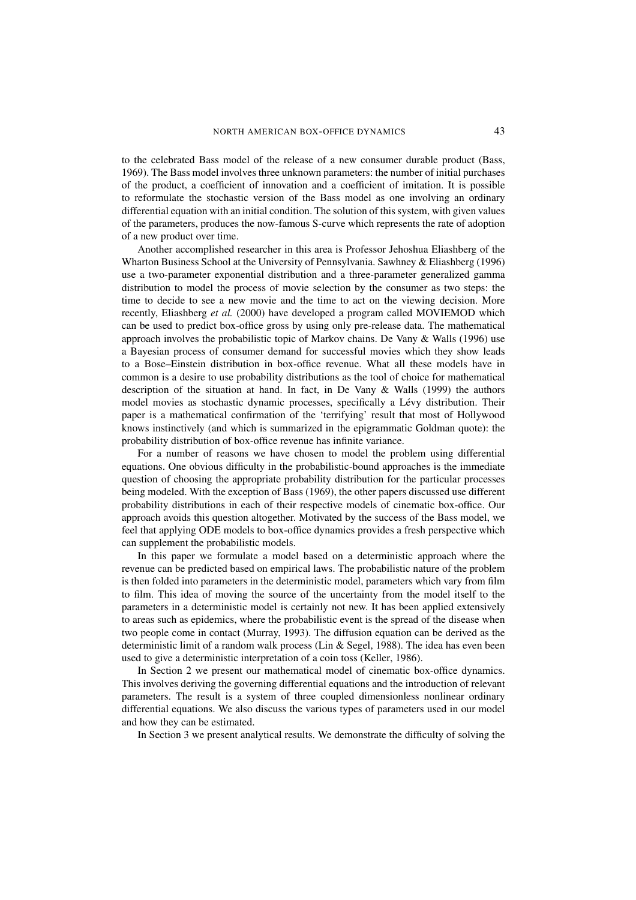to the celebrated Bass model of the release of a new consumer durable product (Bass, 1969). The Bass model involves three unknown parameters: the number of initial purchases of the product, a coefficient of innovation and a coefficient of imitation. It is possible to reformulate the stochastic version of the Bass model as one involving an ordinary differential equation with an initial condition. The solution of this system, with given values of the parameters, produces the now-famous S-curve which represents the rate of adoption of a new product over time.

Another accomplished researcher in this area is Professor Jehoshua Eliashberg of the Wharton Business School at the University of Pennsylvania. Sawhney & Eliashberg (1996) use a two-parameter exponential distribution and a three-parameter generalized gamma distribution to model the process of movie selection by the consumer as two steps: the time to decide to see a new movie and the time to act on the viewing decision. More recently, Eliashberg *et al.* (2000) have developed a program called MOVIEMOD which can be used to predict box-office gross by using only pre-release data. The mathematical approach involves the probabilistic topic of Markov chains. De Vany & Walls (1996) use a Bayesian process of consumer demand for successful movies which they show leads to a Bose–Einstein distribution in box-office revenue. What all these models have in common is a desire to use probability distributions as the tool of choice for mathematical description of the situation at hand. In fact, in De Vany & Walls (1999) the authors model movies as stochastic dynamic processes, specifically a Lévy distribution. Their paper is a mathematical confirmation of the 'terrifying' result that most of Hollywood knows instinctively (and which is summarized in the epigrammatic Goldman quote): the probability distribution of box-office revenue has infinite variance.

For a number of reasons we have chosen to model the problem using differential equations. One obvious difficulty in the probabilistic-bound approaches is the immediate question of choosing the appropriate probability distribution for the particular processes being modeled. With the exception of Bass (1969), the other papers discussed use different probability distributions in each of their respective models of cinematic box-office. Our approach avoids this question altogether. Motivated by the success of the Bass model, we feel that applying ODE models to box-office dynamics provides a fresh perspective which can supplement the probabilistic models.

In this paper we formulate a model based on a deterministic approach where the revenue can be predicted based on empirical laws. The probabilistic nature of the problem is then folded into parameters in the deterministic model, parameters which vary from film to film. This idea of moving the source of the uncertainty from the model itself to the parameters in a deterministic model is certainly not new. It has been applied extensively to areas such as epidemics, where the probabilistic event is the spread of the disease when two people come in contact (Murray, 1993). The diffusion equation can be derived as the deterministic limit of a random walk process (Lin & Segel, 1988). The idea has even been used to give a deterministic interpretation of a coin toss (Keller, 1986).

In Section 2 we present our mathematical model of cinematic box-office dynamics. This involves deriving the governing differential equations and the introduction of relevant parameters. The result is a system of three coupled dimensionless nonlinear ordinary differential equations. We also discuss the various types of parameters used in our model and how they can be estimated.

In Section 3 we present analytical results. We demonstrate the difficulty of solving the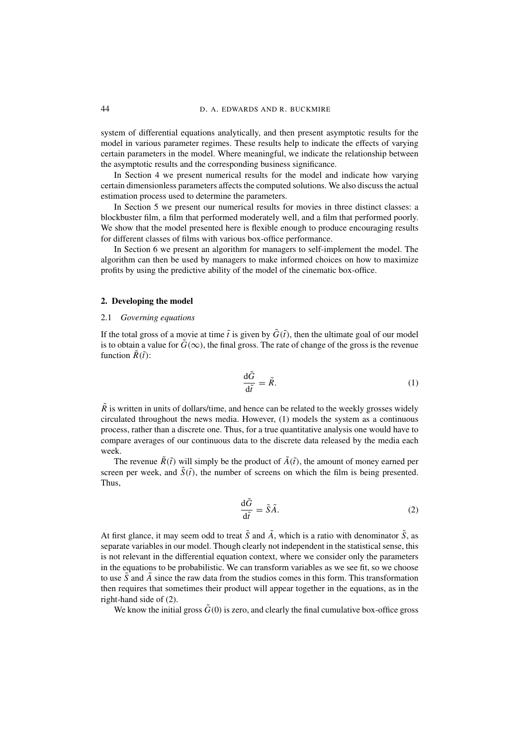system of differential equations analytically, and then present asymptotic results for the model in various parameter regimes. These results help to indicate the effects of varying certain parameters in the model. Where meaningful, we indicate the relationship between the asymptotic results and the corresponding business significance.

In Section 4 we present numerical results for the model and indicate how varying certain dimensionless parameters affects the computed solutions. We also discuss the actual estimation process used to determine the parameters.

In Section 5 we present our numerical results for movies in three distinct classes: a blockbuster film, a film that performed moderately well, and a film that performed poorly. We show that the model presented here is flexible enough to produce encouraging results for different classes of films with various box-office performance.

In Section 6 we present an algorithm for managers to self-implement the model. The algorithm can then be used by managers to make informed choices on how to maximize profits by using the predictive ability of the model of the cinematic box-office.

## 2. Developing the model

### 2.1 *Governing equations*

If the total gross of a movie at time $\tilde{t}$ is given by $\tilde{G}(\tilde{t})$, then the ultimate goal of our model is to obtain a value for $\tilde{G}(\infty)$, the final gross. The rate of change of the gross is the revenue function $\tilde{R}(\tilde{t})$:

$$\frac{\mathrm{d}\tilde{G}}{\mathrm{d}\tilde{t}} = \tilde{R}. \tag{1}$$

$\tilde{R}$ is written in units of dollars/time, and hence can be related to the weekly grosses widely circulated throughout the news media. However, (1) models the system as a continuous process, rather than a discrete one. Thus, for a true quantitative analysis one would have to compare averages of our continuous data to the discrete data released by the media each week.

The revenue $\tilde{R}(\tilde{t})$ will simply be the product of $\tilde{A}(\tilde{t})$, the amount of money earned per screen per week, and $\tilde{S}(\tilde{t})$, the number of screens on which the film is being presented. Thus,

$$\frac{\mathrm{d}\tilde{G}}{\mathrm{d}\tilde{t}} = \tilde{S}\tilde{A}. \tag{2}$$

At first glance, it may seem odd to treat $\tilde{S}$ and $\tilde{A}$, which is a ratio with denominator $\tilde{S}$, as separate variables in our model. Though clearly not independent in the statistical sense, this is not relevant in the differential equation context, where we consider only the parameters in the equations to be probabilistic. We can transform variables as we see fit, so we choose to use $\tilde{S}$ and $\tilde{A}$ since the raw data from the studios comes in this form. This transformation then requires that sometimes their product will appear together in the equations, as in the right-hand side of (2).

We know the initial gross $\tilde{G}(0)$ is zero, and clearly the final cumulative box-office gross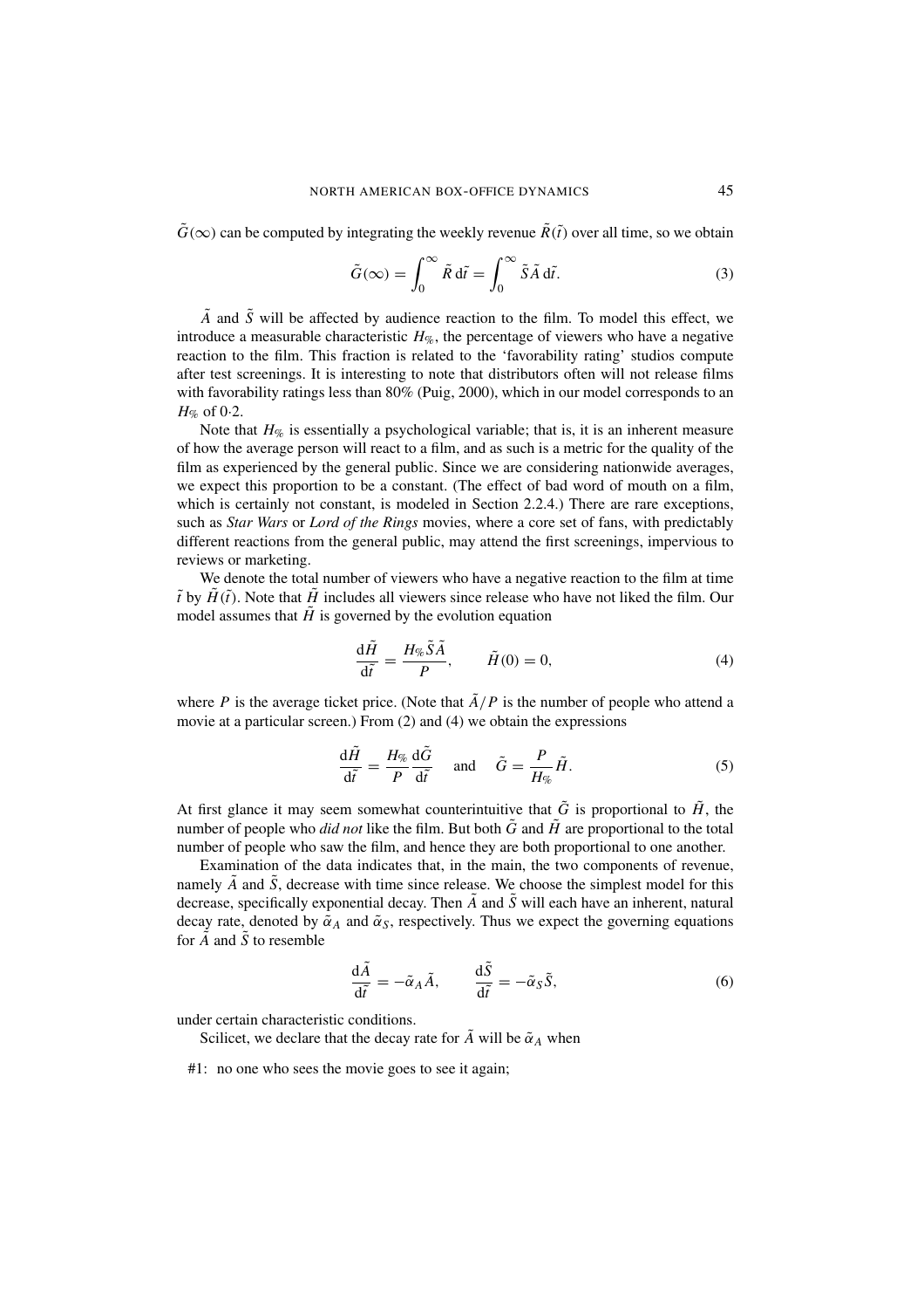$\tilde{G}(\infty)$ can be computed by integrating the weekly revenue $\tilde{R}(\tilde{t})$ over all time, so we obtain

$$\tilde{G}(\infty) = \int_0^\infty \tilde{R}\, d\tilde{t} = \int_0^\infty \tilde{S}\tilde{A}\, d\tilde{t}. \tag{3}$$

$\tilde{A}$ and $\tilde{S}$ will be affected by audience reaction to the film. To model this effect, we introduce a measurable characteristic $H_{\%}$, the percentage of viewers who have a negative reaction to the film. This fraction is related to the 'favorability rating' studios compute after test screenings. It is interesting to note that distributors often will not release films with favorability ratings less than 80% (Puig, 2000), which in our model corresponds to an $H_{\%}$ of 0·2.

Note that $H_{\%}$ is essentially a psychological variable; that is, it is an inherent measure of how the average person will react to a film, and as such is a metric for the quality of the film as experienced by the general public. Since we are considering nationwide averages, we expect this proportion to be a constant. (The effect of bad word of mouth on a film, which is certainly not constant, is modeled in Section 2.2.4.) There are rare exceptions, such as *Star Wars* or *Lord of the Rings* movies, where a core set of fans, with predictably different reactions from the general public, may attend the first screenings, impervious to reviews or marketing.

We denote the total number of viewers who have a negative reaction to the film at time $\tilde{t}$ by $\tilde{H}(\tilde{t})$. Note that $\tilde{H}$ includes all viewers since release who have not liked the film. Our model assumes that $\tilde{H}$ is governed by the evolution equation

$$\frac{d\tilde{H}}{d\tilde{t}} = \frac{H_{\%}\tilde{S}\tilde{A}}{P}, \qquad \tilde{H}(0) = 0, \tag{4}$$

where $P$ is the average ticket price. (Note that $\tilde{A}/P$ is the number of people who attend a movie at a particular screen.) From (2) and (4) we obtain the expressions

$$\frac{d\tilde{H}}{d\tilde{t}} = \frac{H_{\%}}{P}\frac{d\tilde{G}}{d\tilde{t}} \quad \text{and} \quad \tilde{G} = \frac{P}{H_{\%}}\tilde{H}. \tag{5}$$

At first glance it may seem somewhat counterintuitive that $\tilde{G}$ is proportional to $\tilde{H}$, the number of people who *did not* like the film. But both $\tilde{G}$ and $\tilde{H}$ are proportional to the total number of people who saw the film, and hence they are both proportional to one another.

Examination of the data indicates that, in the main, the two components of revenue, namely $\tilde{A}$ and $\tilde{S}$, decrease with time since release. We choose the simplest model for this decrease, specifically exponential decay. Then $\tilde{A}$ and $\tilde{S}$ will each have an inherent, natural decay rate, denoted by $\tilde{\alpha}_A$ and $\tilde{\alpha}_S$, respectively. Thus we expect the governing equations for $\tilde{A}$ and $\tilde{S}$ to resemble

$$\frac{d\tilde{A}}{d\tilde{t}} = -\tilde{\alpha}_A\tilde{A}, \qquad \frac{d\tilde{S}}{d\tilde{t}} = -\tilde{\alpha}_S\tilde{S}, \tag{6}$$

under certain characteristic conditions.

Scilicet, we declare that the decay rate for $\tilde{A}$ will be $\tilde{\alpha}_A$ when

#1: no one who sees the movie goes to see it again;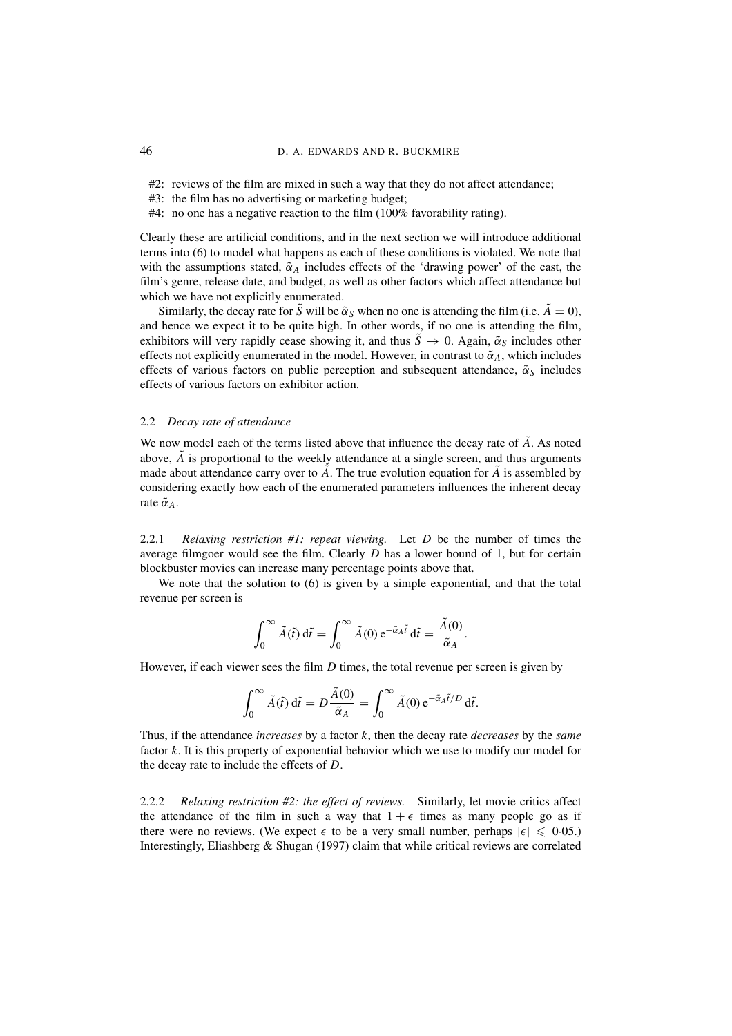#2: reviews of the film are mixed in such a way that they do not affect attendance;
#3: the film has no advertising or marketing budget;
#4: no one has a negative reaction to the film (100% favorability rating).

Clearly these are artificial conditions, and in the next section we will introduce additional terms into (6) to model what happens as each of these conditions is violated. We note that with the assumptions stated, $\tilde{\alpha}_A$ includes effects of the 'drawing power' of the cast, the film's genre, release date, and budget, as well as other factors which affect attendance but which we have not explicitly enumerated.

Similarly, the decay rate for $\tilde{S}$ will be $\tilde{\alpha}_S$ when no one is attending the film (i.e. $\tilde{A} = 0$), and hence we expect it to be quite high. In other words, if no one is attending the film, exhibitors will very rapidly cease showing it, and thus $\tilde{S} \to 0$. Again, $\tilde{\alpha}_S$ includes other effects not explicitly enumerated in the model. However, in contrast to $\tilde{\alpha}_A$, which includes effects of various factors on public perception and subsequent attendance, $\tilde{\alpha}_S$ includes effects of various factors on exhibitor action.

### 2.2 *Decay rate of attendance*

We now model each of the terms listed above that influence the decay rate of $\tilde{A}$. As noted above, $\tilde{A}$ is proportional to the weekly attendance at a single screen, and thus arguments made about attendance carry over to $\tilde{A}$. The true evolution equation for $\tilde{A}$ is assembled by considering exactly how each of the enumerated parameters influences the inherent decay rate $\tilde{\alpha}_A$.

#### 2.2.1 *Relaxing restriction #1: repeat viewing.*

Let $D$ be the number of times the average filmgoer would see the film. Clearly $D$ has a lower bound of 1, but for certain blockbuster movies can increase many percentage points above that.

We note that the solution to (6) is given by a simple exponential, and that the total revenue per screen is

$$\int_0^\infty \tilde{A}(\tilde{t})\,\mathrm{d}\tilde{t} = \int_0^\infty \tilde{A}(0)\,\mathrm{e}^{-\tilde{\alpha}_A \tilde{t}}\,\mathrm{d}\tilde{t} = \frac{\tilde{A}(0)}{\tilde{\alpha}_A}.$$

However, if each viewer sees the film $D$ times, the total revenue per screen is given by

$$\int_0^\infty \tilde{A}(\tilde{t})\,\mathrm{d}\tilde{t} = D\frac{\tilde{A}(0)}{\tilde{\alpha}_A} = \int_0^\infty \tilde{A}(0)\,\mathrm{e}^{-\tilde{\alpha}_A \tilde{t}/D}\,\mathrm{d}\tilde{t}.$$

Thus, if the attendance *increases* by a factor $k$, then the decay rate *decreases* by the *same* factor $k$. It is this property of exponential behavior which we use to modify our model for the decay rate to include the effects of $D$.

#### 2.2.2 *Relaxing restriction #2: the effect of reviews.*

Similarly, let movie critics affect the attendance of the film in such a way that $1 + \epsilon$ times as many people go as if there were no reviews. (We expect $\epsilon$ to be a very small number, perhaps $|\epsilon| \leqslant 0{\cdot}05$.) Interestingly, Eliashberg & Shugan (1997) claim that while critical reviews are correlated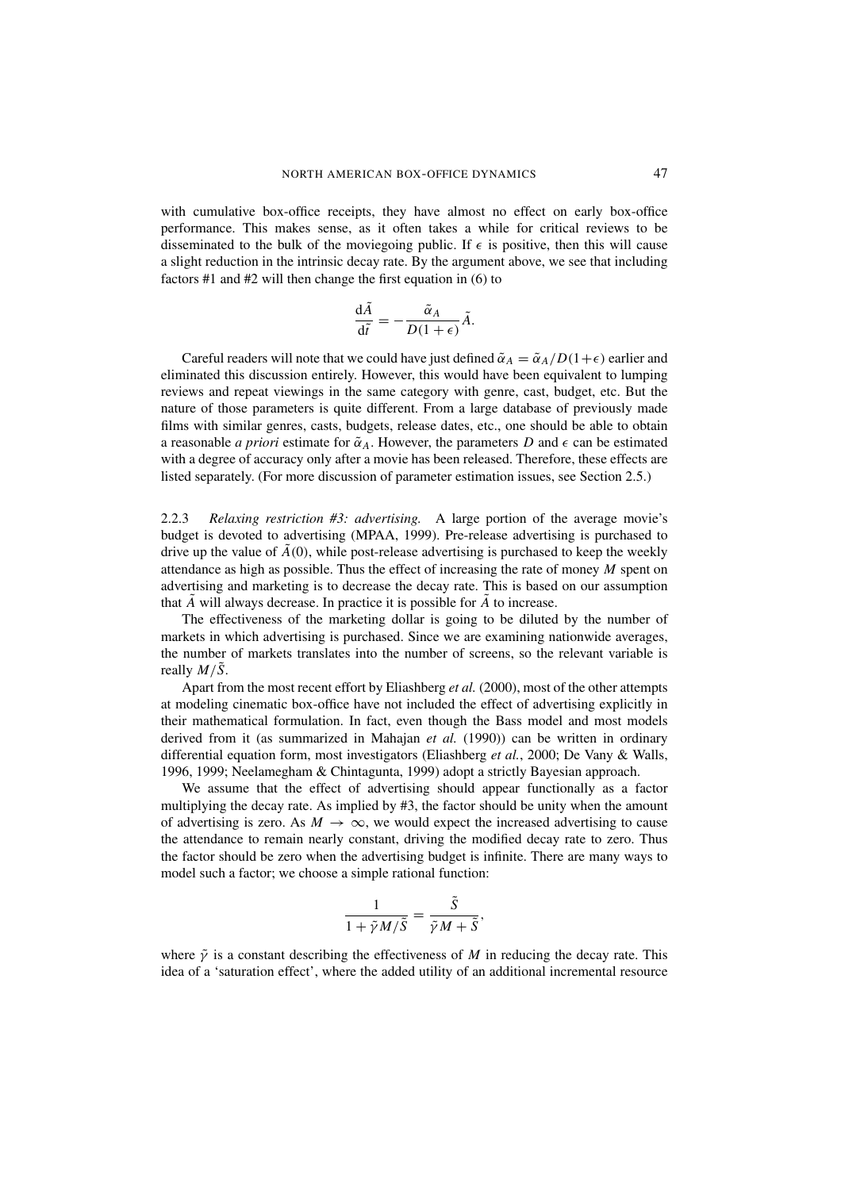with cumulative box-office receipts, they have almost no effect on early box-office performance. This makes sense, as it often takes a while for critical reviews to be disseminated to the bulk of the moviegoing public. If $\epsilon$ is positive, then this will cause a slight reduction in the intrinsic decay rate. By the argument above, we see that including factors #1 and #2 will then change the first equation in (6) to

$$\frac{\mathrm{d}\tilde{A}}{\mathrm{d}\tilde{t}} = -\frac{\tilde{\alpha}_A}{D(1+\epsilon)}\tilde{A}.$$

Careful readers will note that we could have just defined $\tilde{\alpha}_A = \tilde{\alpha}_A/D(1+\epsilon)$ earlier and eliminated this discussion entirely. However, this would have been equivalent to lumping reviews and repeat viewings in the same category with genre, cast, budget, etc. But the nature of those parameters is quite different. From a large database of previously made films with similar genres, casts, budgets, release dates, etc., one should be able to obtain a reasonable *a priori* estimate for $\tilde{\alpha}_A$. However, the parameters $D$ and $\epsilon$ can be estimated with a degree of accuracy only after a movie has been released. Therefore, these effects are listed separately. (For more discussion of parameter estimation issues, see Section 2.5.)

2.2.3 *Relaxing restriction #3: advertising.* A large portion of the average movie's budget is devoted to advertising (MPAA, 1999). Pre-release advertising is purchased to drive up the value of $\tilde{A}(0)$, while post-release advertising is purchased to keep the weekly attendance as high as possible. Thus the effect of increasing the rate of money $M$ spent on advertising and marketing is to decrease the decay rate. This is based on our assumption that $\tilde{A}$ will always decrease. In practice it is possible for $\tilde{A}$ to increase.

The effectiveness of the marketing dollar is going to be diluted by the number of markets in which advertising is purchased. Since we are examining nationwide averages, the number of markets translates into the number of screens, so the relevant variable is really $M/\tilde{S}$.

Apart from the most recent effort by Eliashberg *et al.* (2000), most of the other attempts at modeling cinematic box-office have not included the effect of advertising explicitly in their mathematical formulation. In fact, even though the Bass model and most models derived from it (as summarized in Mahajan *et al.* (1990)) can be written in ordinary differential equation form, most investigators (Eliashberg *et al.*, 2000; De Vany & Walls, 1996, 1999; Neelamegham & Chintagunta, 1999) adopt a strictly Bayesian approach.

We assume that the effect of advertising should appear functionally as a factor multiplying the decay rate. As implied by #3, the factor should be unity when the amount of advertising is zero. As $M \to \infty$, we would expect the increased advertising to cause the attendance to remain nearly constant, driving the modified decay rate to zero. Thus the factor should be zero when the advertising budget is infinite. There are many ways to model such a factor; we choose a simple rational function:

$$\frac{1}{1+\tilde{\gamma}M/\tilde{S}} = \frac{\tilde{S}}{\tilde{\gamma}M+\tilde{S}},$$

where $\tilde{\gamma}$ is a constant describing the effectiveness of $M$ in reducing the decay rate. This idea of a 'saturation effect', where the added utility of an additional incremental resource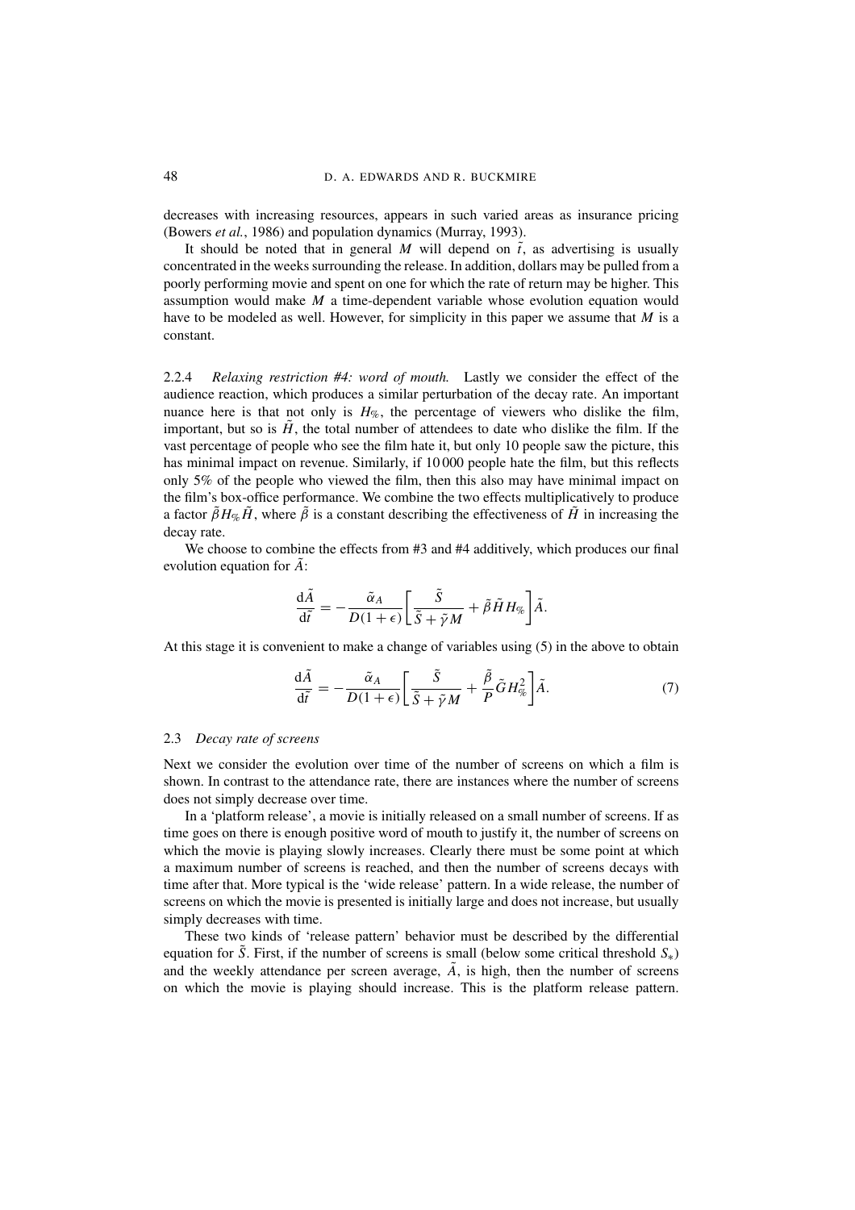decreases with increasing resources, appears in such varied areas as insurance pricing (Bowers *et al.*, 1986) and population dynamics (Murray, 1993).

It should be noted that in general $M$ will depend on $\tilde{t}$, as advertising is usually concentrated in the weeks surrounding the release. In addition, dollars may be pulled from a poorly performing movie and spent on one for which the rate of return may be higher. This assumption would make $M$ a time-dependent variable whose evolution equation would have to be modeled as well. However, for simplicity in this paper we assume that $M$ is a constant.

2.2.4 *Relaxing restriction #4: word of mouth.* Lastly we consider the effect of the audience reaction, which produces a similar perturbation of the decay rate. An important nuance here is that not only is $H_{\%}$, the percentage of viewers who dislike the film, important, but so is $\tilde{H}$, the total number of attendees to date who dislike the film. If the vast percentage of people who see the film hate it, but only 10 people saw the picture, this has minimal impact on revenue. Similarly, if 10 000 people hate the film, but this reflects only 5% of the people who viewed the film, then this also may have minimal impact on the film's box-office performance. We combine the two effects multiplicatively to produce a factor $\tilde{\beta} H_{\%} \tilde{H}$, where $\tilde{\beta}$ is a constant describing the effectiveness of $\tilde{H}$ in increasing the decay rate.

We choose to combine the effects from #3 and #4 additively, which produces our final evolution equation for $\tilde{A}$:

$$\frac{\mathrm{d}\tilde{A}}{\mathrm{d}\tilde{t}} = -\frac{\tilde{\alpha}_A}{D(1+\epsilon)}\left[\frac{\tilde{S}}{\tilde{S}+\tilde{\gamma}M} + \tilde{\beta}\tilde{H}H_{\%}\right]\tilde{A}.$$

At this stage it is convenient to make a change of variables using (5) in the above to obtain

$$\frac{\mathrm{d}\tilde{A}}{\mathrm{d}\tilde{t}} = -\frac{\tilde{\alpha}_A}{D(1+\epsilon)}\left[\frac{\tilde{S}}{\tilde{S}+\tilde{\gamma}M} + \frac{\tilde{\beta}}{P}\tilde{G}H_{\%}^2\right]\tilde{A}. \tag{7}$$

### 2.3 *Decay rate of screens*

Next we consider the evolution over time of the number of screens on which a film is shown. In contrast to the attendance rate, there are instances where the number of screens does not simply decrease over time.

In a 'platform release', a movie is initially released on a small number of screens. If as time goes on there is enough positive word of mouth to justify it, the number of screens on which the movie is playing slowly increases. Clearly there must be some point at which a maximum number of screens is reached, and then the number of screens decays with time after that. More typical is the 'wide release' pattern. In a wide release, the number of screens on which the movie is presented is initially large and does not increase, but usually simply decreases with time.

These two kinds of 'release pattern' behavior must be described by the differential equation for $\tilde{S}$. First, if the number of screens is small (below some critical threshold $S_*$) and the weekly attendance per screen average, $\tilde{A}$, is high, then the number of screens on which the movie is playing should increase. This is the platform release pattern.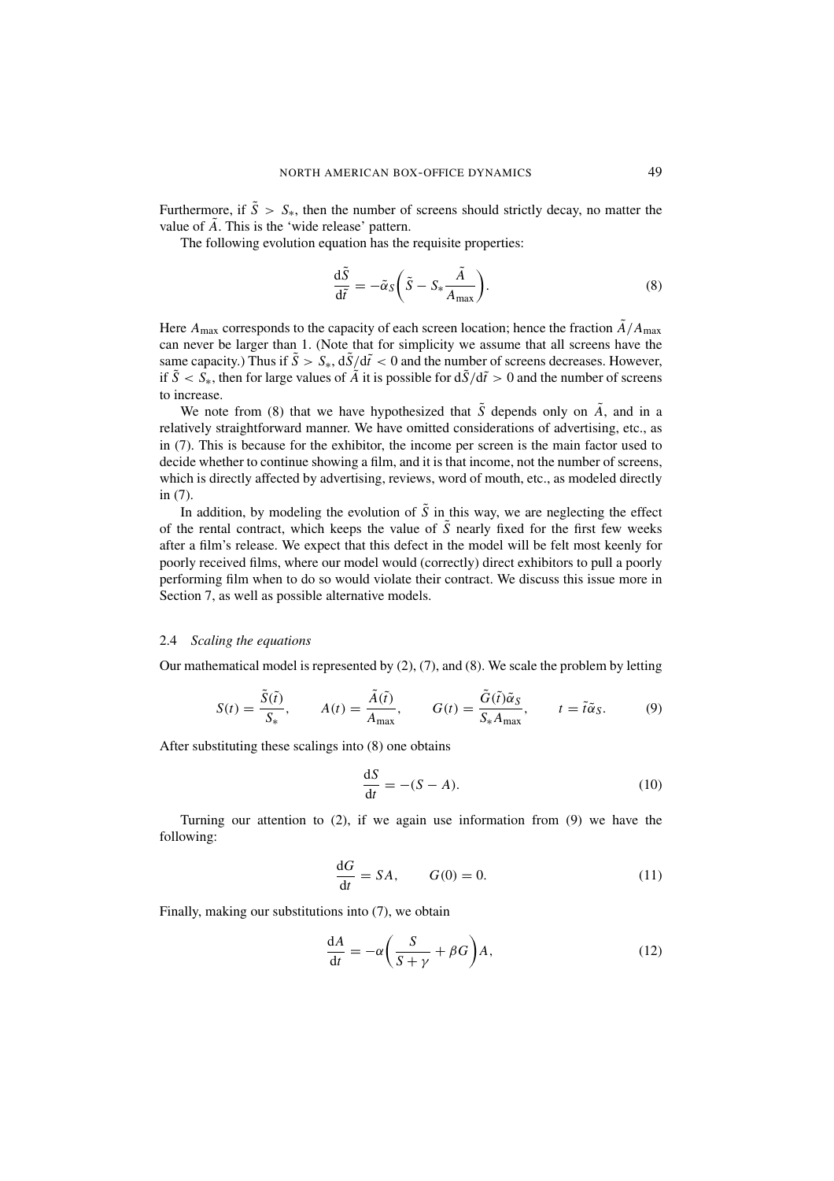Furthermore, if $\tilde{S} > S_*$, then the number of screens should strictly decay, no matter the value of $\tilde{A}$. This is the 'wide release' pattern.

The following evolution equation has the requisite properties:

$$\frac{\mathrm{d}\tilde{S}}{\mathrm{d}\tilde{t}} = -\tilde{\alpha}_S \left( \tilde{S} - S_* \frac{\tilde{A}}{A_{\max}} \right). \tag{8}$$

Here $A_{\max}$ corresponds to the capacity of each screen location; hence the fraction $\tilde{A}/A_{\max}$ can never be larger than 1. (Note that for simplicity we assume that all screens have the same capacity.) Thus if $\tilde{S} > S_*$, $\mathrm{d}\tilde{S}/\mathrm{d}\tilde{t} < 0$ and the number of screens decreases. However, if $\tilde{S} < S_*$, then for large values of $\tilde{A}$ it is possible for $\mathrm{d}\tilde{S}/\mathrm{d}\tilde{t} > 0$ and the number of screens to increase.

We note from (8) that we have hypothesized that $\tilde{S}$ depends only on $\tilde{A}$, and in a relatively straightforward manner. We have omitted considerations of advertising, etc., as in (7). This is because for the exhibitor, the income per screen is the main factor used to decide whether to continue showing a film, and it is that income, not the number of screens, which is directly affected by advertising, reviews, word of mouth, etc., as modeled directly in (7).

In addition, by modeling the evolution of $\tilde{S}$ in this way, we are neglecting the effect of the rental contract, which keeps the value of $\tilde{S}$ nearly fixed for the first few weeks after a film's release. We expect that this defect in the model will be felt most keenly for poorly received films, where our model would (correctly) direct exhibitors to pull a poorly performing film when to do so would violate their contract. We discuss this issue more in Section 7, as well as possible alternative models.

### 2.4 *Scaling the equations*

Our mathematical model is represented by (2), (7), and (8). We scale the problem by letting

$$S(t) = \frac{\tilde{S}(\tilde{t})}{S_*}, \qquad A(t) = \frac{\tilde{A}(\tilde{t})}{A_{\max}}, \qquad G(t) = \frac{\tilde{G}(\tilde{t})\tilde{\alpha}_S}{S_* A_{\max}}, \qquad t = \tilde{t}\tilde{\alpha}_S. \tag{9}$$

After substituting these scalings into (8) one obtains

$$\frac{\mathrm{d}S}{\mathrm{d}t} = -(S - A). \tag{10}$$

Turning our attention to (2), if we again use information from (9) we have the following:

$$\frac{\mathrm{d}G}{\mathrm{d}t} = SA, \qquad G(0) = 0. \tag{11}$$

Finally, making our substitutions into (7), we obtain

$$\frac{\mathrm{d}A}{\mathrm{d}t} = -\alpha \left( \frac{S}{S + \gamma} + \beta G \right) A, \tag{12}$$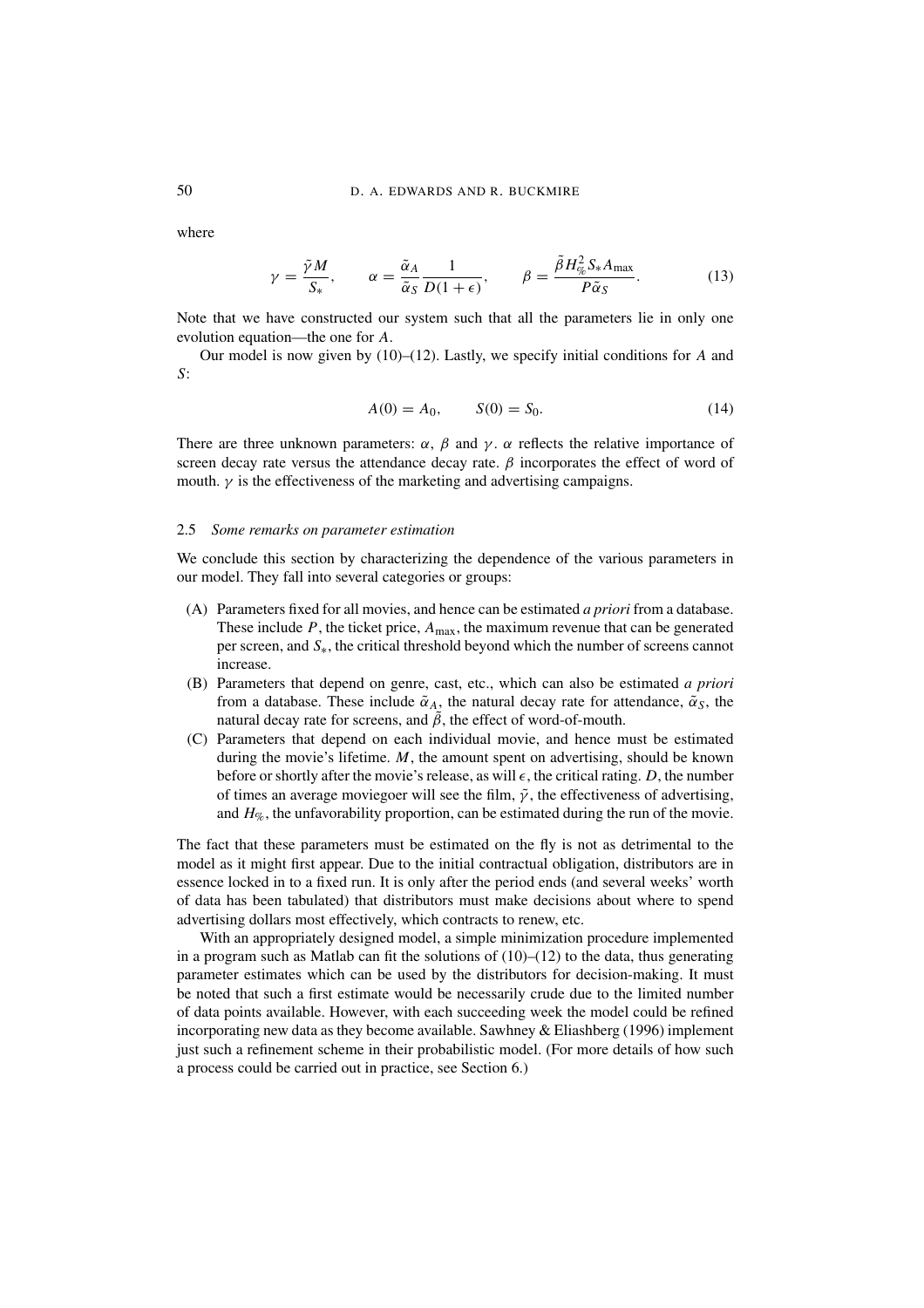where

$$\gamma = \frac{\tilde{\gamma} M}{S_*}, \qquad \alpha = \frac{\tilde{\alpha}_A}{\tilde{\alpha}_S} \frac{1}{D(1+\epsilon)}, \qquad \beta = \frac{\tilde{\beta} H_{\%}^2 S_* A_{\max}}{P \tilde{\alpha}_S}. \tag{13}$$

Note that we have constructed our system such that all the parameters lie in only one evolution equation—the one for $A$.

Our model is now given by (10)–(12). Lastly, we specify initial conditions for $A$ and $S$:

$$A(0) = A_0, \qquad S(0) = S_0. \tag{14}$$

There are three unknown parameters: $\alpha$, $\beta$ and $\gamma$. $\alpha$ reflects the relative importance of screen decay rate versus the attendance decay rate. $\beta$ incorporates the effect of word of mouth. $\gamma$ is the effectiveness of the marketing and advertising campaigns.

### 2.5 *Some remarks on parameter estimation*

We conclude this section by characterizing the dependence of the various parameters in our model. They fall into several categories or groups:

(A) Parameters fixed for all movies, and hence can be estimated *a priori* from a database. These include $P$, the ticket price, $A_{\max}$, the maximum revenue that can be generated per screen, and $S_*$, the critical threshold beyond which the number of screens cannot increase.

(B) Parameters that depend on genre, cast, etc., which can also be estimated *a priori* from a database. These include $\tilde{\alpha}_A$, the natural decay rate for attendance, $\tilde{\alpha}_S$, the natural decay rate for screens, and $\tilde{\beta}$, the effect of word-of-mouth.

(C) Parameters that depend on each individual movie, and hence must be estimated during the movie's lifetime. $M$, the amount spent on advertising, should be known before or shortly after the movie's release, as will $\epsilon$, the critical rating. $D$, the number of times an average moviegoer will see the film, $\tilde{\gamma}$, the effectiveness of advertising, and $H_{\%}$, the unfavorability proportion, can be estimated during the run of the movie.

The fact that these parameters must be estimated on the fly is not as detrimental to the model as it might first appear. Due to the initial contractual obligation, distributors are in essence locked in to a fixed run. It is only after the period ends (and several weeks' worth of data has been tabulated) that distributors must make decisions about where to spend advertising dollars most effectively, which contracts to renew, etc.

With an appropriately designed model, a simple minimization procedure implemented in a program such as Matlab can fit the solutions of (10)–(12) to the data, thus generating parameter estimates which can be used by the distributors for decision-making. It must be noted that such a first estimate would be necessarily crude due to the limited number of data points available. However, with each succeeding week the model could be refined incorporating new data as they become available. Sawhney & Eliashberg (1996) implement just such a refinement scheme in their probabilistic model. (For more details of how such a process could be carried out in practice, see Section 6.)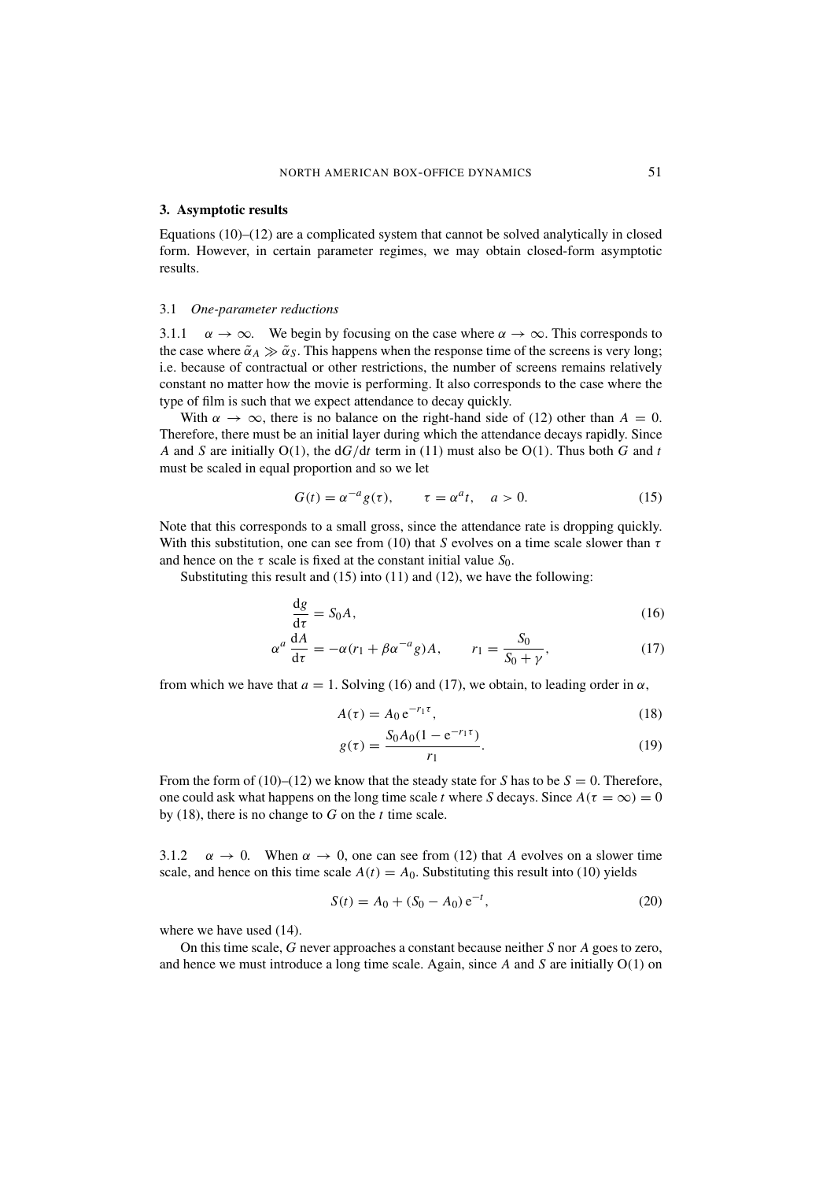## 3. Asymptotic results

Equations (10)–(12) are a complicated system that cannot be solved analytically in closed form. However, in certain parameter regimes, we may obtain closed-form asymptotic results.

### 3.1 *One-parameter reductions*

3.1.1 $\alpha \to \infty$. We begin by focusing on the case where $\alpha \to \infty$. This corresponds to the case where $\tilde{\alpha}_A \gg \tilde{\alpha}_S$. This happens when the response time of the screens is very long; i.e. because of contractual or other restrictions, the number of screens remains relatively constant no matter how the movie is performing. It also corresponds to the case where the type of film is such that we expect attendance to decay quickly.

With $\alpha \to \infty$, there is no balance on the right-hand side of (12) other than $A = 0$. Therefore, there must be an initial layer during which the attendance decays rapidly. Since $A$ and $S$ are initially O(1), the $\mathrm{d}G/\mathrm{d}t$ term in (11) must also be O(1). Thus both $G$ and $t$ must be scaled in equal proportion and so we let

$$G(t) = \alpha^{-a} g(\tau), \qquad \tau = \alpha^a t, \quad a > 0. \tag{15}$$

Note that this corresponds to a small gross, since the attendance rate is dropping quickly. With this substitution, one can see from (10) that $S$ evolves on a time scale slower than $\tau$ and hence on the $\tau$ scale is fixed at the constant initial value $S_0$.

Substituting this result and (15) into (11) and (12), we have the following:

$$\frac{\mathrm{d}g}{\mathrm{d}\tau} = S_0 A, \tag{16}$$

$$\alpha^a \frac{\mathrm{d}A}{\mathrm{d}\tau} = -\alpha(r_1 + \beta\alpha^{-a} g)A, \qquad r_1 = \frac{S_0}{S_0 + \gamma}, \tag{17}$$

from which we have that $a = 1$. Solving (16) and (17), we obtain, to leading order in $\alpha$,

$$A(\tau) = A_0 \, \mathrm{e}^{-r_1 \tau}, \tag{18}$$

$$g(\tau) = \frac{S_0 A_0 (1 - \mathrm{e}^{-r_1 \tau})}{r_1}. \tag{19}$$

From the form of (10)–(12) we know that the steady state for $S$ has to be $S = 0$. Therefore, one could ask what happens on the long time scale $t$ where $S$ decays. Since $A(\tau = \infty) = 0$ by (18), there is no change to $G$ on the $t$ time scale.

3.1.2 $\alpha \to 0$. When $\alpha \to 0$, one can see from (12) that $A$ evolves on a slower time scale, and hence on this time scale $A(t) = A_0$. Substituting this result into (10) yields

$$S(t) = A_0 + (S_0 - A_0)\, \mathrm{e}^{-t}, \tag{20}$$

where we have used (14).

On this time scale, $G$ never approaches a constant because neither $S$ nor $A$ goes to zero, and hence we must introduce a long time scale. Again, since $A$ and $S$ are initially O(1) on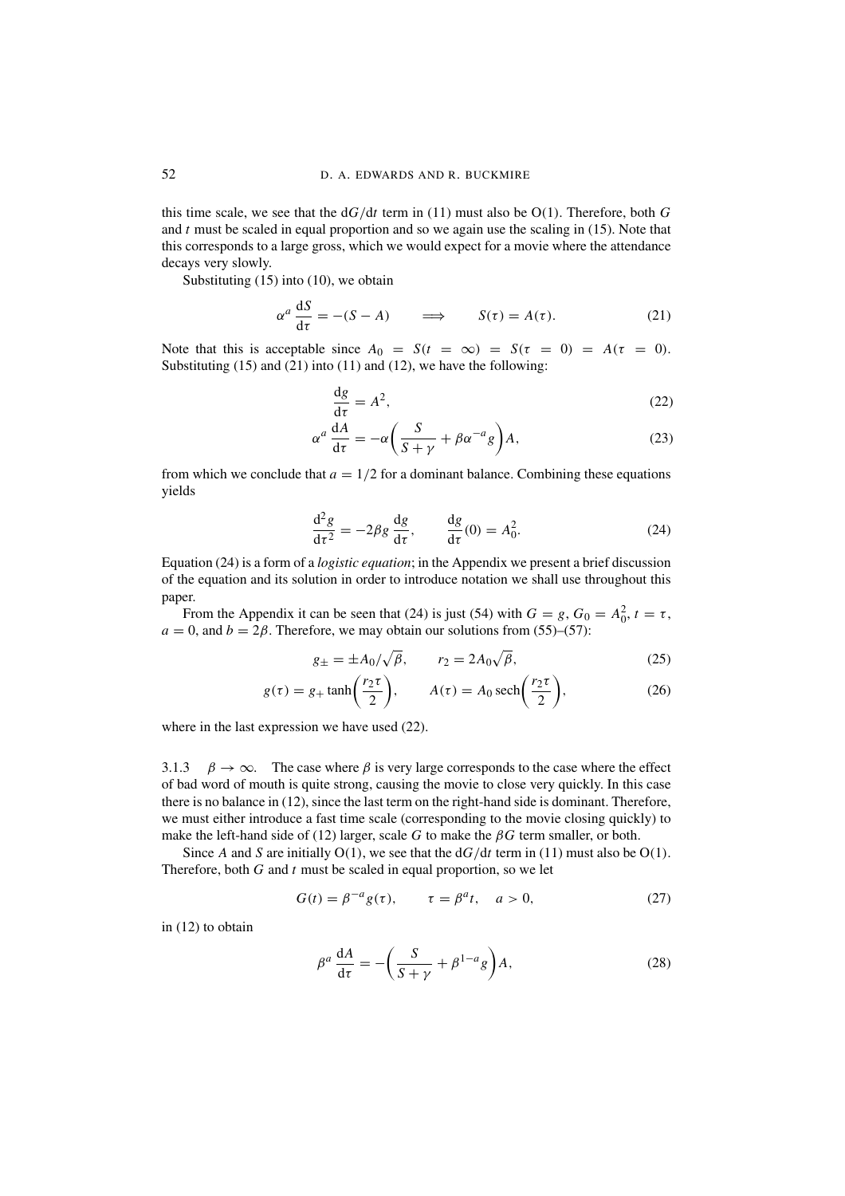this time scale, we see that the $dG/dt$ term in (11) must also be O(1). Therefore, both $G$ and $t$ must be scaled in equal proportion and so we again use the scaling in (15). Note that this corresponds to a large gross, which we would expect for a movie where the attendance decays very slowly.

Substituting (15) into (10), we obtain

$$\alpha^a \frac{dS}{d\tau} = -(S - A) \qquad \Longrightarrow \qquad S(\tau) = A(\tau). \tag{21}$$

Note that this is acceptable since $A_0 = S(t = \infty) = S(\tau = 0) = A(\tau = 0)$. Substituting (15) and (21) into (11) and (12), we have the following:

$$\frac{dg}{d\tau} = A^2, \tag{22}$$

$$\alpha^a \frac{dA}{d\tau} = -\alpha\left(\frac{S}{S+\gamma} + \beta\alpha^{-a} g\right)A, \tag{23}$$

from which we conclude that $a = 1/2$ for a dominant balance. Combining these equations yields

$$\frac{d^2 g}{d\tau^2} = -2\beta g \frac{dg}{d\tau}, \qquad \frac{dg}{d\tau}(0) = A_0^2. \tag{24}$$

Equation (24) is a form of a *logistic equation*; in the Appendix we present a brief discussion of the equation and its solution in order to introduce notation we shall use throughout this paper.

From the Appendix it can be seen that (24) is just (54) with $G = g$, $G_0 = A_0^2$, $t = \tau$, $a = 0$, and $b = 2\beta$. Therefore, we may obtain our solutions from (55)–(57):

$$g_\pm = \pm A_0/\sqrt{\beta}, \qquad r_2 = 2A_0\sqrt{\beta}, \tag{25}$$

$$g(\tau) = g_+ \tanh\left(\frac{r_2 \tau}{2}\right), \qquad A(\tau) = A_0 \operatorname{sech}\left(\frac{r_2 \tau}{2}\right), \tag{26}$$

where in the last expression we have used (22).

3.1.3 $\beta \to \infty$. The case where $\beta$ is very large corresponds to the case where the effect of bad word of mouth is quite strong, causing the movie to close very quickly. In this case there is no balance in (12), since the last term on the right-hand side is dominant. Therefore, we must either introduce a fast time scale (corresponding to the movie closing quickly) to make the left-hand side of (12) larger, scale $G$ to make the $\beta G$ term smaller, or both.

Since $A$ and $S$ are initially O(1), we see that the $dG/dt$ term in (11) must also be O(1). Therefore, both $G$ and $t$ must be scaled in equal proportion, so we let

$$G(t) = \beta^{-a} g(\tau), \qquad \tau = \beta^a t, \quad a > 0, \tag{27}$$

in (12) to obtain

$$\beta^a \frac{dA}{d\tau} = -\left(\frac{S}{S+\gamma} + \beta^{1-a} g\right)A, \tag{28}$$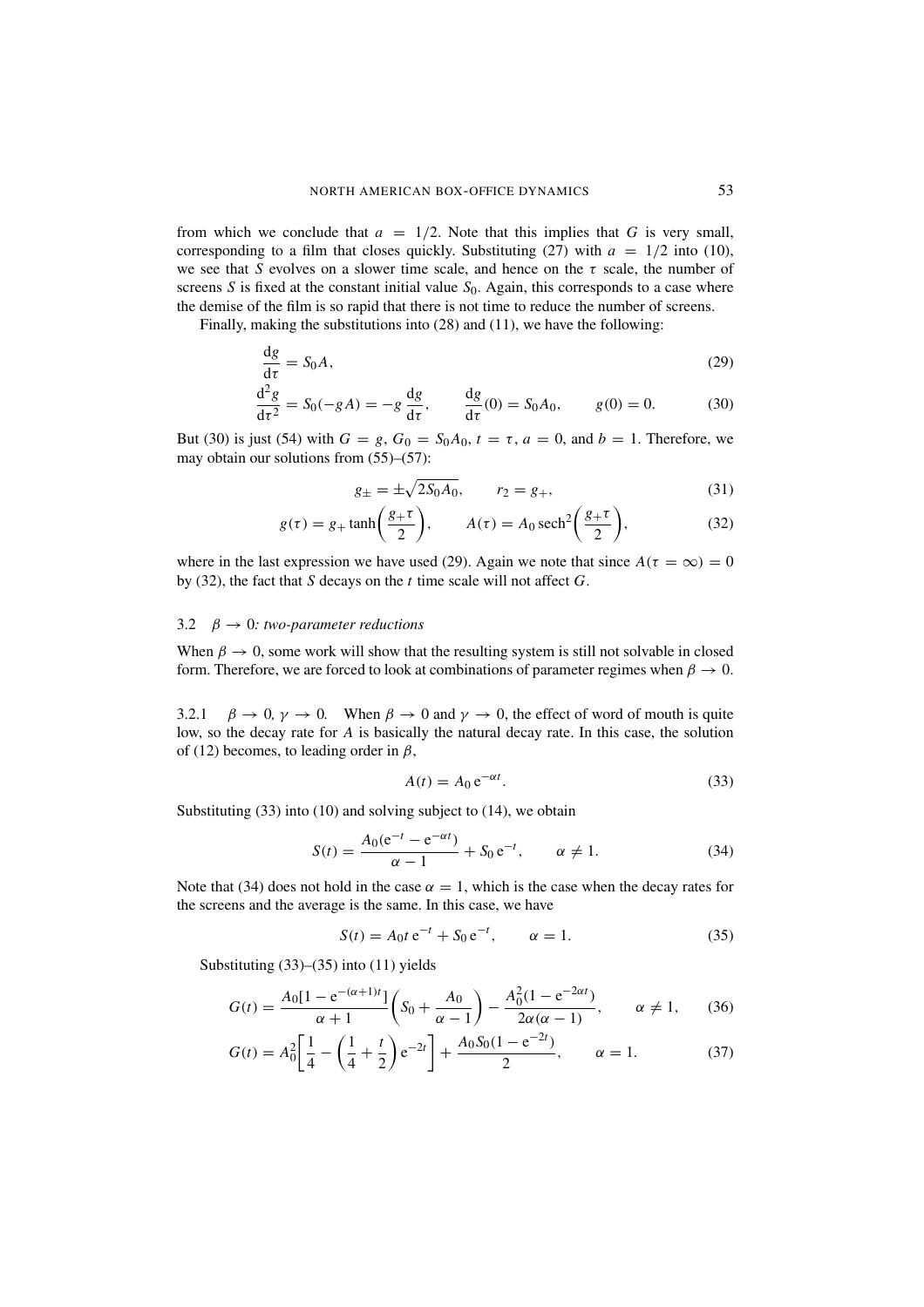from which we conclude that $a = 1/2$. Note that this implies that $G$ is very small, corresponding to a film that closes quickly. Substituting (27) with $a = 1/2$ into (10), we see that $S$ evolves on a slower time scale, and hence on the $\tau$ scale, the number of screens $S$ is fixed at the constant initial value $S_0$. Again, this corresponds to a case where the demise of the film is so rapid that there is not time to reduce the number of screens.

Finally, making the substitutions into (28) and (11), we have the following:

$$\frac{\mathrm{d}g}{\mathrm{d}\tau} = S_0 A, \tag{29}$$

$$\frac{\mathrm{d}^2 g}{\mathrm{d}\tau^2} = S_0(-gA) = -g\frac{\mathrm{d}g}{\mathrm{d}\tau}, \qquad \frac{\mathrm{d}g}{\mathrm{d}\tau}(0) = S_0 A_0, \qquad g(0) = 0. \tag{30}$$

But (30) is just (54) with $G = g$, $G_0 = S_0 A_0$, $t = \tau$, $a = 0$, and $b = 1$. Therefore, we may obtain our solutions from (55)–(57):

$$g_{\pm} = \pm\sqrt{2 S_0 A_0}, \qquad r_2 = g_+, \tag{31}$$

$$g(\tau) = g_+ \tanh\left(\frac{g_+ \tau}{2}\right), \qquad A(\tau) = A_0 \operatorname{sech}^2\left(\frac{g_+ \tau}{2}\right), \tag{32}$$

where in the last expression we have used (29). Again we note that since $A(\tau = \infty) = 0$ by (32), the fact that $S$ decays on the $t$ time scale will not affect $G$.

### 3.2 $\beta \to 0$*: two-parameter reductions*

When $\beta \to 0$, some work will show that the resulting system is still not solvable in closed form. Therefore, we are forced to look at combinations of parameter regimes when $\beta \to 0$.

#### 3.2.1 $\beta \to 0$, $\gamma \to 0$.

When $\beta \to 0$ and $\gamma \to 0$, the effect of word of mouth is quite low, so the decay rate for $A$ is basically the natural decay rate. In this case, the solution of (12) becomes, to leading order in $\beta$,

$$A(t) = A_0 \,\mathrm{e}^{-\alpha t}. \tag{33}$$

Substituting (33) into (10) and solving subject to (14), we obtain

$$S(t) = \frac{A_0(\mathrm{e}^{-t} - \mathrm{e}^{-\alpha t})}{\alpha - 1} + S_0 \,\mathrm{e}^{-t}, \qquad \alpha \neq 1. \tag{34}$$

Note that (34) does not hold in the case $\alpha = 1$, which is the case when the decay rates for the screens and the average is the same. In this case, we have

$$S(t) = A_0 t \,\mathrm{e}^{-t} + S_0 \,\mathrm{e}^{-t}, \qquad \alpha = 1. \tag{35}$$

Substituting (33)–(35) into (11) yields

$$G(t) = \frac{A_0[1 - \mathrm{e}^{-(\alpha+1)t}]}{\alpha + 1}\left(S_0 + \frac{A_0}{\alpha - 1}\right) - \frac{A_0^2(1 - \mathrm{e}^{-2\alpha t})}{2\alpha(\alpha - 1)}, \qquad \alpha \neq 1, \tag{36}$$

$$G(t) = A_0^2\left[\frac{1}{4} - \left(\frac{1}{4} + \frac{t}{2}\right)\mathrm{e}^{-2t}\right] + \frac{A_0 S_0(1 - \mathrm{e}^{-2t})}{2}, \qquad \alpha = 1. \tag{37}$$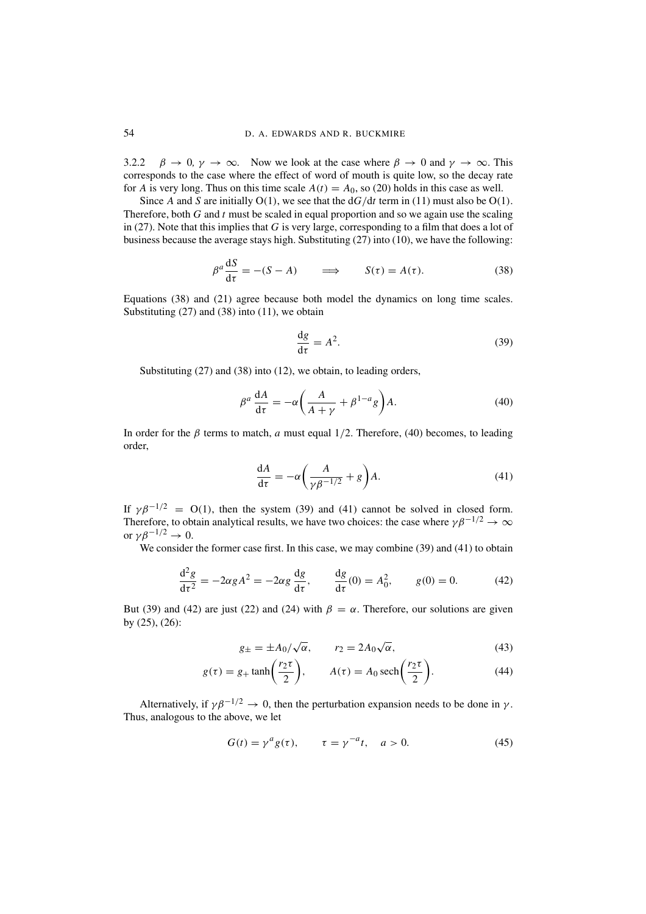### 3.2.2 $\beta \to 0$, $\gamma \to \infty$.

Now we look at the case where $\beta \to 0$ and $\gamma \to \infty$. This corresponds to the case where the effect of word of mouth is quite low, so the decay rate for $A$ is very long. Thus on this time scale $A(t) = A_0$, so (20) holds in this case as well.

Since $A$ and $S$ are initially O(1), we see that the $\mathrm{d}G/\mathrm{d}t$ term in (11) must also be O(1). Therefore, both $G$ and $t$ must be scaled in equal proportion and so we again use the scaling in (27). Note that this implies that $G$ is very large, corresponding to a film that does a lot of business because the average stays high. Substituting (27) into (10), we have the following:

$$\beta^a \frac{\mathrm{d}S}{\mathrm{d}\tau} = -(S - A) \qquad \Longrightarrow \qquad S(\tau) = A(\tau). \tag{38}$$

Equations (38) and (21) agree because both model the dynamics on long time scales. Substituting (27) and (38) into (11), we obtain

$$\frac{\mathrm{d}g}{\mathrm{d}\tau} = A^2. \tag{39}$$

Substituting (27) and (38) into (12), we obtain, to leading orders,

$$\beta^a \frac{\mathrm{d}A}{\mathrm{d}\tau} = -\alpha\left(\frac{A}{A+\gamma} + \beta^{1-a} g\right)A. \tag{40}$$

In order for the $\beta$ terms to match, $a$ must equal $1/2$. Therefore, (40) becomes, to leading order,

$$\frac{\mathrm{d}A}{\mathrm{d}\tau} = -\alpha\left(\frac{A}{\gamma\beta^{-1/2}} + g\right)A. \tag{41}$$

If $\gamma\beta^{-1/2} = \mathrm{O}(1)$, then the system (39) and (41) cannot be solved in closed form. Therefore, to obtain analytical results, we have two choices: the case where $\gamma\beta^{-1/2} \to \infty$ or $\gamma\beta^{-1/2} \to 0$.

We consider the former case first. In this case, we may combine (39) and (41) to obtain

$$\frac{\mathrm{d}^2 g}{\mathrm{d}\tau^2} = -2\alpha g A^2 = -2\alpha g \frac{\mathrm{d}g}{\mathrm{d}\tau}, \qquad \frac{\mathrm{d}g}{\mathrm{d}\tau}(0) = A_0^2, \qquad g(0) = 0. \tag{42}$$

But (39) and (42) are just (22) and (24) with $\beta = \alpha$. Therefore, our solutions are given by (25), (26):

$$g_\pm = \pm A_0/\sqrt{\alpha}, \qquad r_2 = 2A_0\sqrt{\alpha}, \tag{43}$$

$$g(\tau) = g_+ \tanh\left(\frac{r_2\tau}{2}\right), \qquad A(\tau) = A_0 \,\mathrm{sech}\left(\frac{r_2\tau}{2}\right). \tag{44}$$

Alternatively, if $\gamma\beta^{-1/2} \to 0$, then the perturbation expansion needs to be done in $\gamma$. Thus, analogous to the above, we let

$$G(t) = \gamma^a g(\tau), \qquad \tau = \gamma^{-a} t, \quad a > 0. \tag{45}$$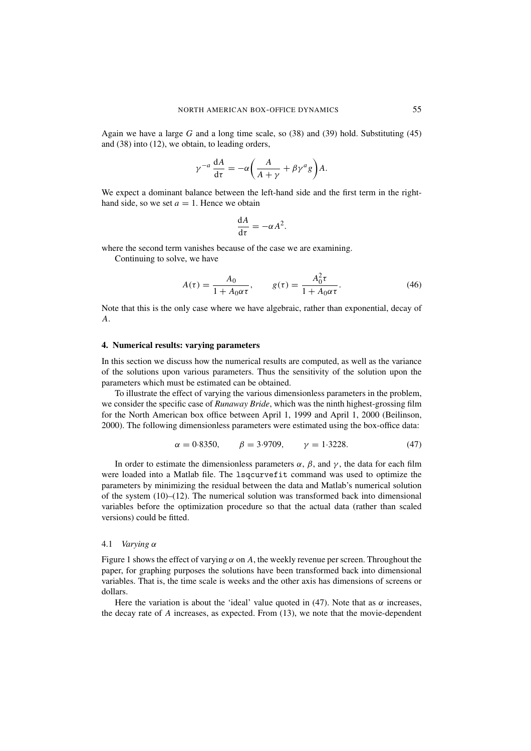Again we have a large $G$ and a long time scale, so (38) and (39) hold. Substituting (45) and (38) into (12), we obtain, to leading orders,

$$\gamma^{-a}\frac{\mathrm{d}A}{\mathrm{d}\tau} = -\alpha\left(\frac{A}{A+\gamma} + \beta\gamma^{a} g\right)A.$$

We expect a dominant balance between the left-hand side and the first term in the right-hand side, so we set $a = 1$. Hence we obtain

$$\frac{\mathrm{d}A}{\mathrm{d}\tau} = -\alpha A^2.$$

where the second term vanishes because of the case we are examining.

Continuing to solve, we have

$$A(\tau) = \frac{A_0}{1 + A_0\alpha\tau}, \qquad g(\tau) = \frac{A_0^2\tau}{1 + A_0\alpha\tau}. \tag{46}$$

Note that this is the only case where we have algebraic, rather than exponential, decay of $A$.

## 4. Numerical results: varying parameters

In this section we discuss how the numerical results are computed, as well as the variance of the solutions upon various parameters. Thus the sensitivity of the solution upon the parameters which must be estimated can be obtained.

To illustrate the effect of varying the various dimensionless parameters in the problem, we consider the specific case of *Runaway Bride*, which was the ninth highest-grossing film for the North American box office between April 1, 1999 and April 1, 2000 (Beilinson, 2000). The following dimensionless parameters were estimated using the box-office data:

$$\alpha = 0{\cdot}8350, \qquad \beta = 3{\cdot}9709, \qquad \gamma = 1{\cdot}3228. \tag{47}$$

In order to estimate the dimensionless parameters $\alpha$, $\beta$, and $\gamma$, the data for each film were loaded into a Matlab file. The `lsqcurvefit` command was used to optimize the parameters by minimizing the residual between the data and Matlab's numerical solution of the system (10)–(12). The numerical solution was transformed back into dimensional variables before the optimization procedure so that the actual data (rather than scaled versions) could be fitted.

### 4.1 *Varying $\alpha$*

Figure 1 shows the effect of varying $\alpha$ on $A$, the weekly revenue per screen. Throughout the paper, for graphing purposes the solutions have been transformed back into dimensional variables. That is, the time scale is weeks and the other axis has dimensions of screens or dollars.

Here the variation is about the 'ideal' value quoted in (47). Note that as $\alpha$ increases, the decay rate of $A$ increases, as expected. From (13), we note that the movie-dependent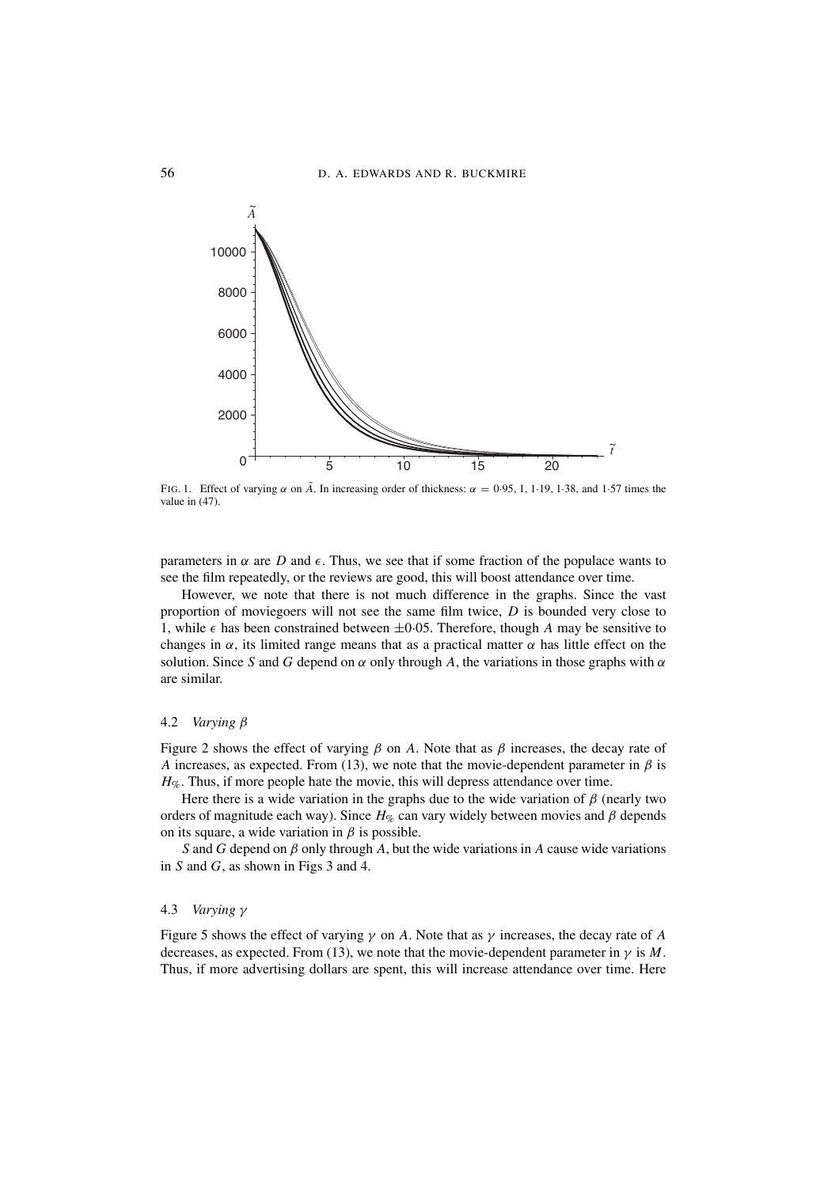FIG. 1. Effect of varying $\alpha$ on $\tilde{A}$. In increasing order of thickness: $\alpha = 0{\cdot}95$, 1, 1·19, 1·38, and 1·57 times the value in (47).

parameters in $\alpha$ are $D$ and $\epsilon$. Thus, we see that if some fraction of the populace wants to see the film repeatedly, or the reviews are good, this will boost attendance over time.

However, we note that there is not much difference in the graphs. Since the vast proportion of moviegoers will not see the same film twice, $D$ is bounded very close to 1, while $\epsilon$ has been constrained between $\pm 0{\cdot}05$. Therefore, though $A$ may be sensitive to changes in $\alpha$, its limited range means that as a practical matter $\alpha$ has little effect on the solution. Since $S$ and $G$ depend on $\alpha$ only through $A$, the variations in those graphs with $\alpha$ are similar.

### 4.2 *Varying* $\beta$

Figure 2 shows the effect of varying $\beta$ on $A$. Note that as $\beta$ increases, the decay rate of $A$ increases, as expected. From (13), we note that the movie-dependent parameter in $\beta$ is $H_{\%}$. Thus, if more people hate the movie, this will depress attendance over time.

Here there is a wide variation in the graphs due to the wide variation of $\beta$ (nearly two orders of magnitude each way). Since $H_{\%}$ can vary widely between movies and $\beta$ depends on its square, a wide variation in $\beta$ is possible.

$S$ and $G$ depend on $\beta$ only through $A$, but the wide variations in $A$ cause wide variations in $S$ and $G$, as shown in Figs 3 and 4.

### 4.3 *Varying* $\gamma$

Figure 5 shows the effect of varying $\gamma$ on $A$. Note that as $\gamma$ increases, the decay rate of $A$ decreases, as expected. From (13), we note that the movie-dependent parameter in $\gamma$ is $M$. Thus, if more advertising dollars are spent, this will increase attendance over time. Here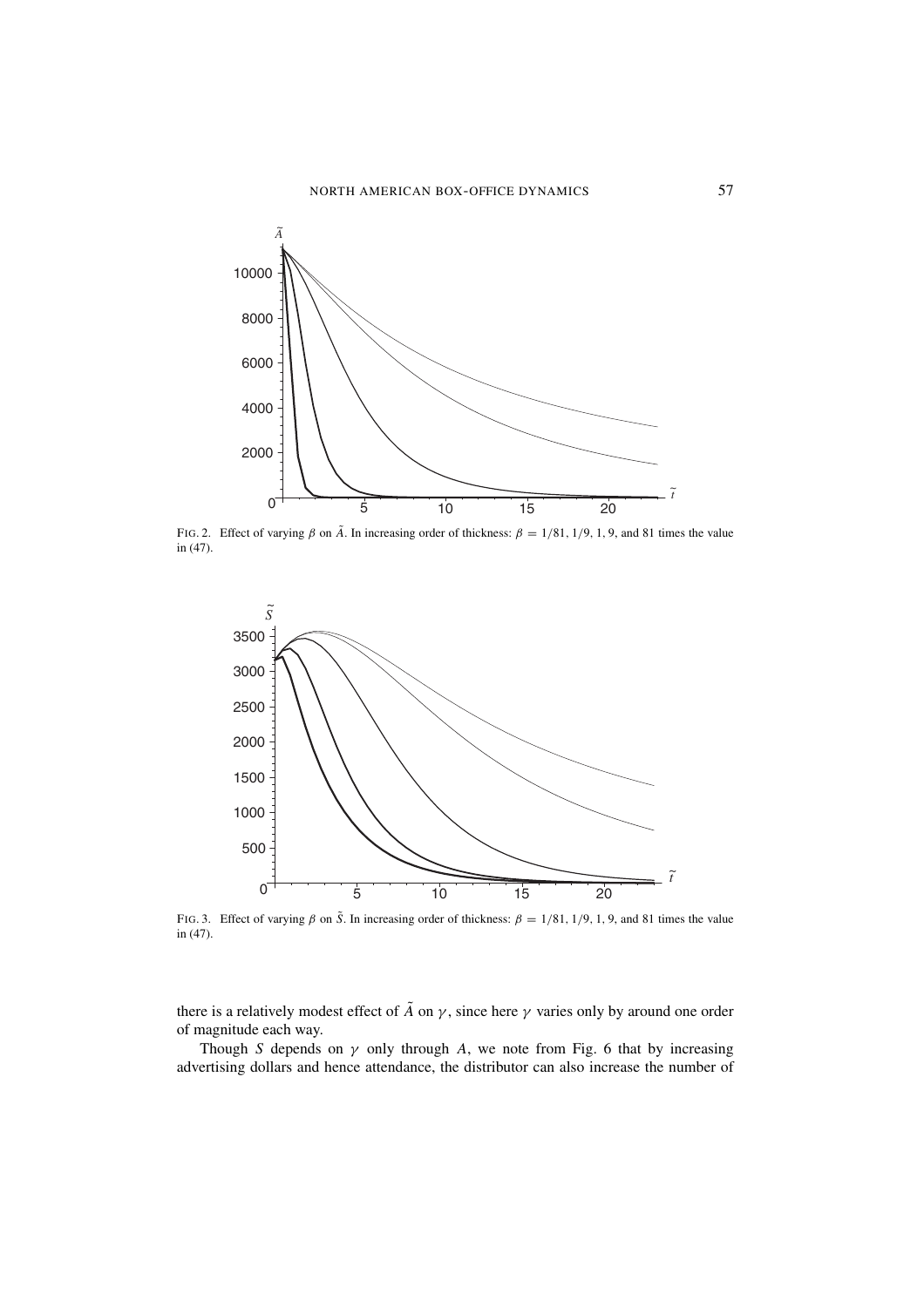FIG. 2. Effect of varying $\beta$ on $\tilde{A}$. In increasing order of thickness: $\beta = 1/81, 1/9, 1, 9$, and 81 times the value in (47).

FIG. 3. Effect of varying $\beta$ on $\tilde{S}$. In increasing order of thickness: $\beta = 1/81, 1/9, 1, 9$, and 81 times the value in (47).

there is a relatively modest effect of $\tilde{A}$ on $\gamma$, since here $\gamma$ varies only by around one order of magnitude each way.

Though $S$ depends on $\gamma$ only through $A$, we note from Fig. 6 that by increasing advertising dollars and hence attendance, the distributor can also increase the number of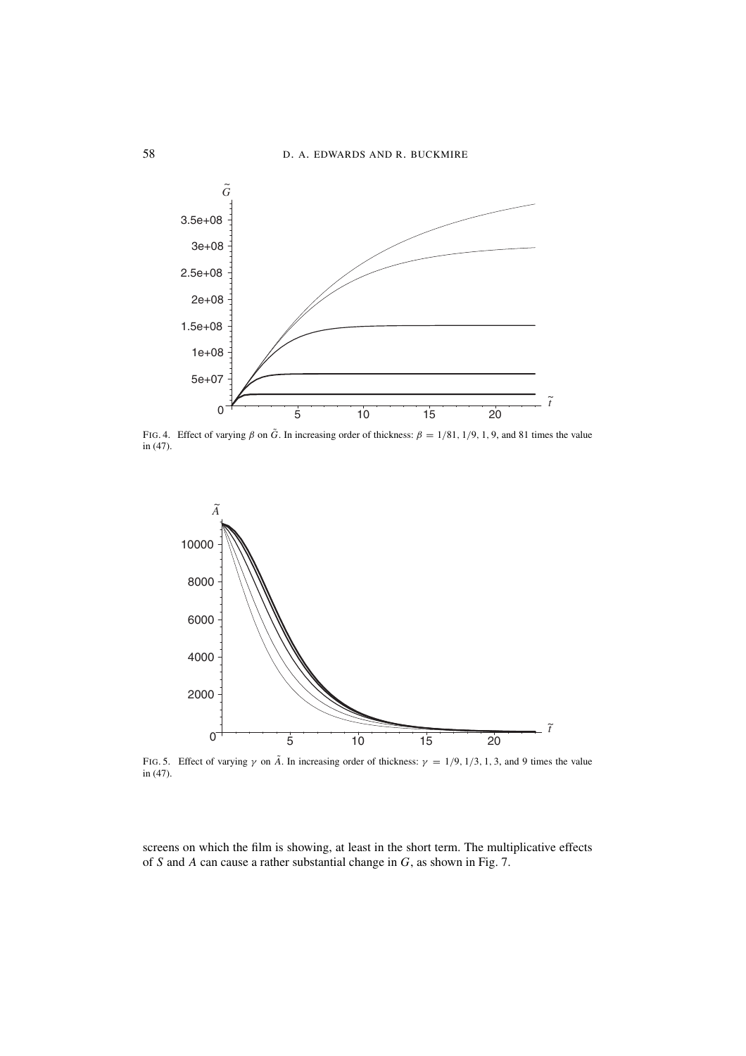FIG. 4. Effect of varying $\beta$ on $\tilde{G}$. In increasing order of thickness: $\beta = 1/81, 1/9, 1, 9$, and 81 times the value in (47).

FIG. 5. Effect of varying $\gamma$ on $\tilde{A}$. In increasing order of thickness: $\gamma = 1/9, 1/3, 1, 3$, and 9 times the value in (47).

screens on which the film is showing, at least in the short term. The multiplicative effects of $S$ and $A$ can cause a rather substantial change in $G$, as shown in Fig. 7.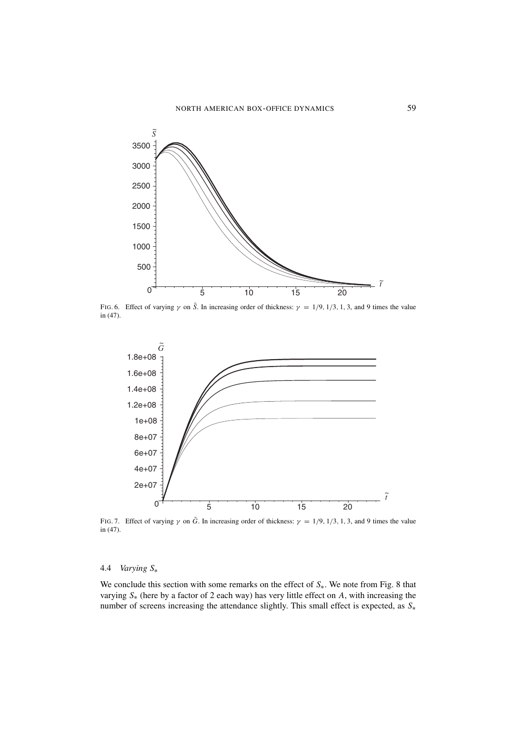FIG. 6. Effect of varying $\gamma$ on $\tilde{S}$. In increasing order of thickness: $\gamma = 1/9, 1/3, 1, 3$, and 9 times the value in (47).

FIG. 7. Effect of varying $\gamma$ on $\tilde{G}$. In increasing order of thickness: $\gamma = 1/9, 1/3, 1, 3$, and 9 times the value in (47).

### 4.4 *Varying $S_*$*

We conclude this section with some remarks on the effect of $S_*$. We note from Fig. 8 that varying $S_*$ (here by a factor of 2 each way) has very little effect on $A$, with increasing the number of screens increasing the attendance slightly. This small effect is expected, as $S_*$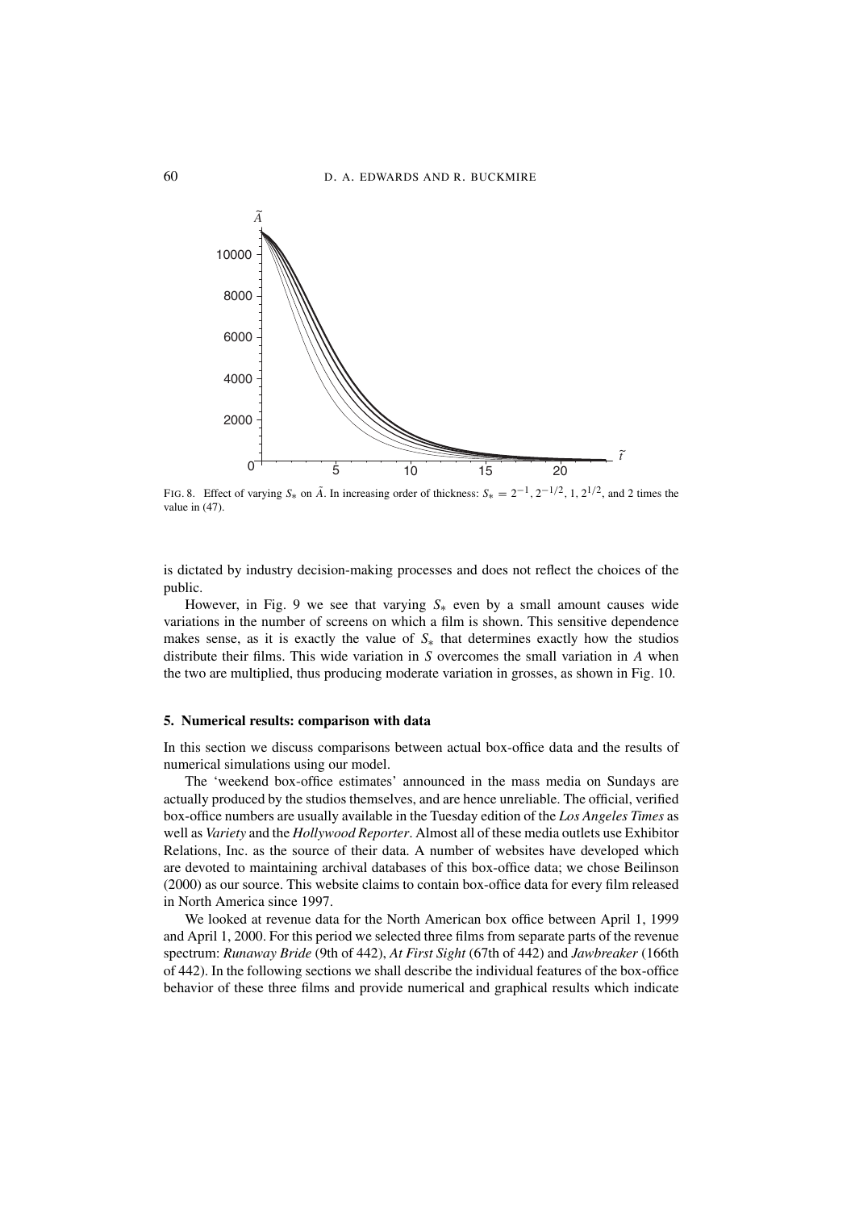FIG. 8. Effect of varying $S_*$ on $\tilde{A}$. In increasing order of thickness: $S_* = 2^{-1}, 2^{-1/2}, 1, 2^{1/2}$, and 2 times the value in (47).

is dictated by industry decision-making processes and does not reflect the choices of the public.

However, in Fig. 9 we see that varying $S_*$ even by a small amount causes wide variations in the number of screens on which a film is shown. This sensitive dependence makes sense, as it is exactly the value of $S_*$ that determines exactly how the studios distribute their films. This wide variation in $S$ overcomes the small variation in $A$ when the two are multiplied, thus producing moderate variation in grosses, as shown in Fig. 10.

## 5. Numerical results: comparison with data

In this section we discuss comparisons between actual box-office data and the results of numerical simulations using our model.

The 'weekend box-office estimates' announced in the mass media on Sundays are actually produced by the studios themselves, and are hence unreliable. The official, verified box-office numbers are usually available in the Tuesday edition of the *Los Angeles Times* as well as *Variety* and the *Hollywood Reporter*. Almost all of these media outlets use Exhibitor Relations, Inc. as the source of their data. A number of websites have developed which are devoted to maintaining archival databases of this box-office data; we chose Beilinson (2000) as our source. This website claims to contain box-office data for every film released in North America since 1997.

We looked at revenue data for the North American box office between April 1, 1999 and April 1, 2000. For this period we selected three films from separate parts of the revenue spectrum: *Runaway Bride* (9th of 442), *At First Sight* (67th of 442) and *Jawbreaker* (166th of 442). In the following sections we shall describe the individual features of the box-office behavior of these three films and provide numerical and graphical results which indicate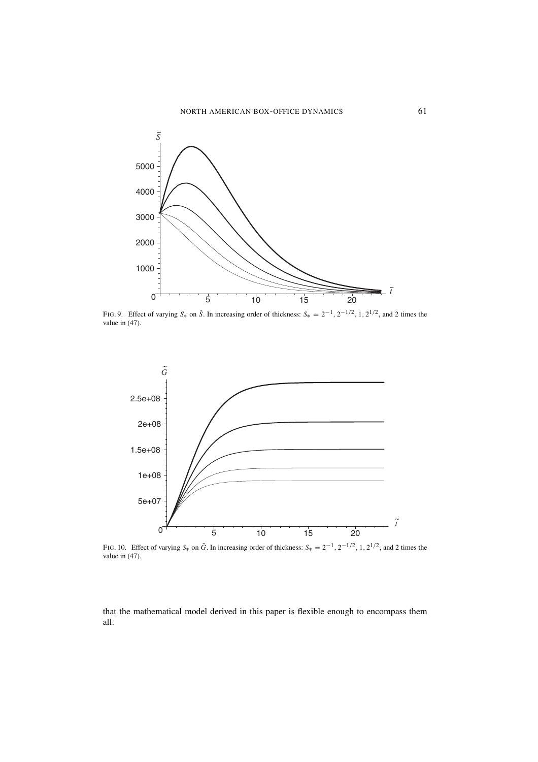FIG. 9. Effect of varying $S_*$ on $\tilde{S}$. In increasing order of thickness: $S_* = 2^{-1}, 2^{-1/2}, 1, 2^{1/2}$, and 2 times the value in (47).

FIG. 10. Effect of varying $S_*$ on $\tilde{G}$. In increasing order of thickness: $S_* = 2^{-1}, 2^{-1/2}, 1, 2^{1/2}$, and 2 times the value in (47).

that the mathematical model derived in this paper is flexible enough to encompass them all.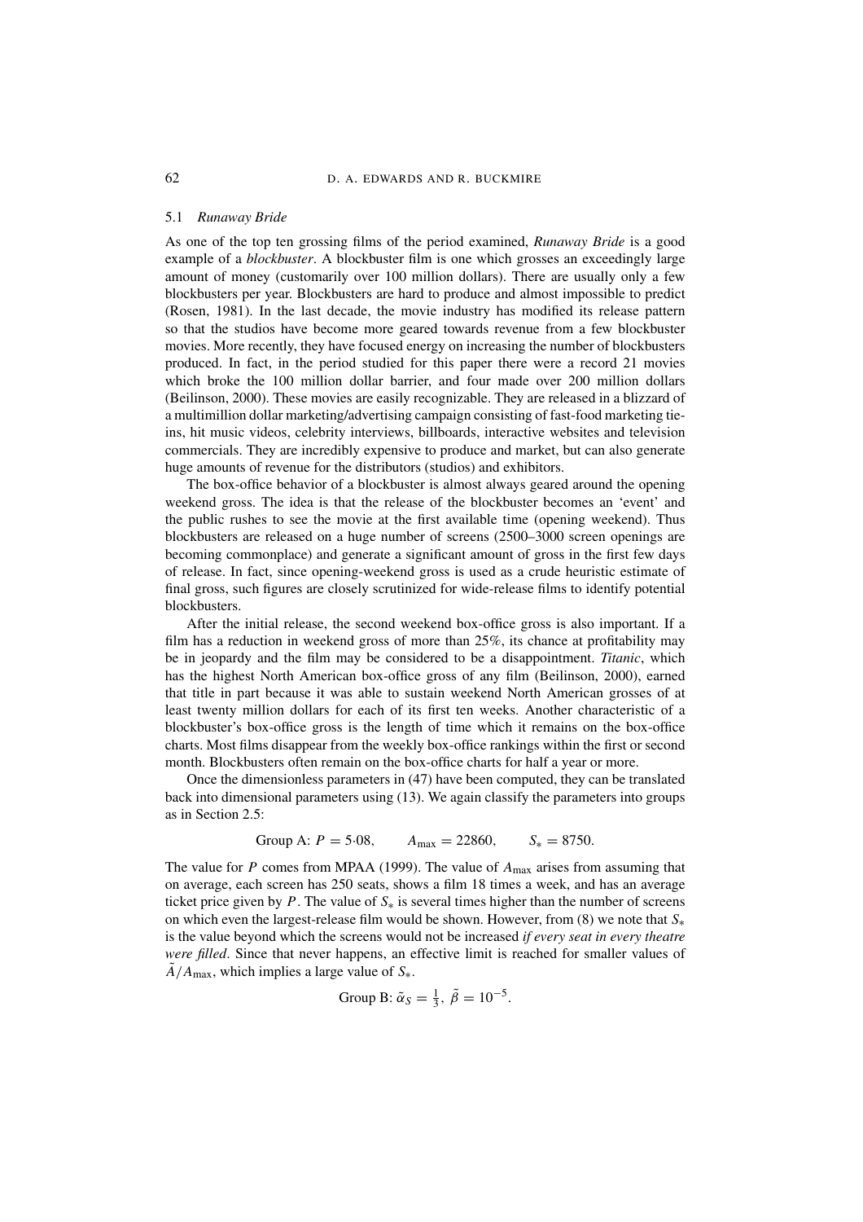### 5.1 *Runaway Bride*

As one of the top ten grossing films of the period examined, *Runaway Bride* is a good example of a *blockbuster*. A blockbuster film is one which grosses an exceedingly large amount of money (customarily over 100 million dollars). There are usually only a few blockbusters per year. Blockbusters are hard to produce and almost impossible to predict (Rosen, 1981). In the last decade, the movie industry has modified its release pattern so that the studios have become more geared towards revenue from a few blockbuster movies. More recently, they have focused energy on increasing the number of blockbusters produced. In fact, in the period studied for this paper there were a record 21 movies which broke the 100 million dollar barrier, and four made over 200 million dollars (Beilinson, 2000). These movies are easily recognizable. They are released in a blizzard of a multimillion dollar marketing/advertising campaign consisting of fast-food marketing tie-ins, hit music videos, celebrity interviews, billboards, interactive websites and television commercials. They are incredibly expensive to produce and market, but can also generate huge amounts of revenue for the distributors (studios) and exhibitors.

The box-office behavior of a blockbuster is almost always geared around the opening weekend gross. The idea is that the release of the blockbuster becomes an 'event' and the public rushes to see the movie at the first available time (opening weekend). Thus blockbusters are released on a huge number of screens (2500–3000 screen openings are becoming commonplace) and generate a significant amount of gross in the first few days of release. In fact, since opening-weekend gross is used as a crude heuristic estimate of final gross, such figures are closely scrutinized for wide-release films to identify potential blockbusters.

After the initial release, the second weekend box-office gross is also important. If a film has a reduction in weekend gross of more than 25%, its chance at profitability may be in jeopardy and the film may be considered to be a disappointment. *Titanic*, which has the highest North American box-office gross of any film (Beilinson, 2000), earned that title in part because it was able to sustain weekend North American grosses of at least twenty million dollars for each of its first ten weeks. Another characteristic of a blockbuster's box-office gross is the length of time which it remains on the box-office charts. Most films disappear from the weekly box-office rankings within the first or second month. Blockbusters often remain on the box-office charts for half a year or more.

Once the dimensionless parameters in (47) have been computed, they can be translated back into dimensional parameters using (13). We again classify the parameters into groups as in Section 2.5:

$$\text{Group A: } P = 5{\cdot}08, \qquad A_{\max} = 22860, \qquad S_* = 8750.$$

The value for $P$ comes from MPAA (1999). The value of $A_{\max}$ arises from assuming that on average, each screen has 250 seats, shows a film 18 times a week, and has an average ticket price given by $P$. The value of $S_*$ is several times higher than the number of screens on which even the largest-release film would be shown. However, from (8) we note that $S_*$ is the value beyond which the screens would not be increased *if every seat in every theatre were filled*. Since that never happens, an effective limit is reached for smaller values of $\tilde{A}/A_{\max}$, which implies a large value of $S_*$.

$$\text{Group B: } \tilde{\alpha}_S = \tfrac{1}{3},\ \tilde{\beta} = 10^{-5}.$$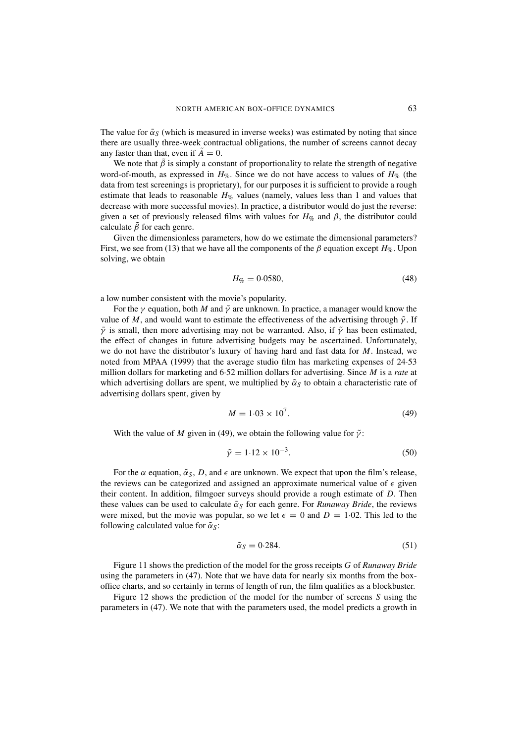The value for $\tilde{\alpha}_S$ (which is measured in inverse weeks) was estimated by noting that since there are usually three-week contractual obligations, the number of screens cannot decay any faster than that, even if $\tilde{A} = 0$.

We note that $\tilde{\beta}$ is simply a constant of proportionality to relate the strength of negative word-of-mouth, as expressed in $H_{\%}$. Since we do not have access to values of $H_{\%}$ (the data from test screenings is proprietary), for our purposes it is sufficient to provide a rough estimate that leads to reasonable $H_{\%}$ values (namely, values less than 1 and values that decrease with more successful movies). In practice, a distributor would do just the reverse: given a set of previously released films with values for $H_{\%}$ and $\beta$, the distributor could calculate $\tilde{\beta}$ for each genre.

Given the dimensionless parameters, how do we estimate the dimensional parameters? First, we see from (13) that we have all the components of the $\beta$ equation except $H_{\%}$. Upon solving, we obtain

$$H_{\%} = 0{\cdot}0580, \tag{48}$$

a low number consistent with the movie's popularity.

For the $\gamma$ equation, both $M$ and $\tilde{\gamma}$ are unknown. In practice, a manager would know the value of $M$, and would want to estimate the effectiveness of the advertising through $\tilde{\gamma}$. If $\tilde{\gamma}$ is small, then more advertising may not be warranted. Also, if $\tilde{\gamma}$ has been estimated, the effect of changes in future advertising budgets may be ascertained. Unfortunately, we do not have the distributor's luxury of having hard and fast data for $M$. Instead, we noted from MPAA (1999) that the average studio film has marketing expenses of 24·53 million dollars for marketing and 6·52 million dollars for advertising. Since $M$ is a *rate* at which advertising dollars are spent, we multiplied by $\tilde{\alpha}_S$ to obtain a characteristic rate of advertising dollars spent, given by

$$M = 1{\cdot}03 \times 10^7. \tag{49}$$

With the value of $M$ given in (49), we obtain the following value for $\tilde{\gamma}$:

$$\tilde{\gamma} = 1{\cdot}12 \times 10^{-3}. \tag{50}$$

For the $\alpha$ equation, $\tilde{\alpha}_S$, $D$, and $\epsilon$ are unknown. We expect that upon the film's release, the reviews can be categorized and assigned an approximate numerical value of $\epsilon$ given their content. In addition, filmgoer surveys should provide a rough estimate of $D$. Then these values can be used to calculate $\tilde{\alpha}_S$ for each genre. For *Runaway Bride*, the reviews were mixed, but the movie was popular, so we let $\epsilon = 0$ and $D = 1{\cdot}02$. This led to the following calculated value for $\tilde{\alpha}_S$:

$$\tilde{\alpha}_S = 0{\cdot}284. \tag{51}$$

Figure 11 shows the prediction of the model for the gross receipts $G$ of *Runaway Bride* using the parameters in (47). Note that we have data for nearly six months from the box-office charts, and so certainly in terms of length of run, the film qualifies as a blockbuster.

Figure 12 shows the prediction of the model for the number of screens $S$ using the parameters in (47). We note that with the parameters used, the model predicts a growth in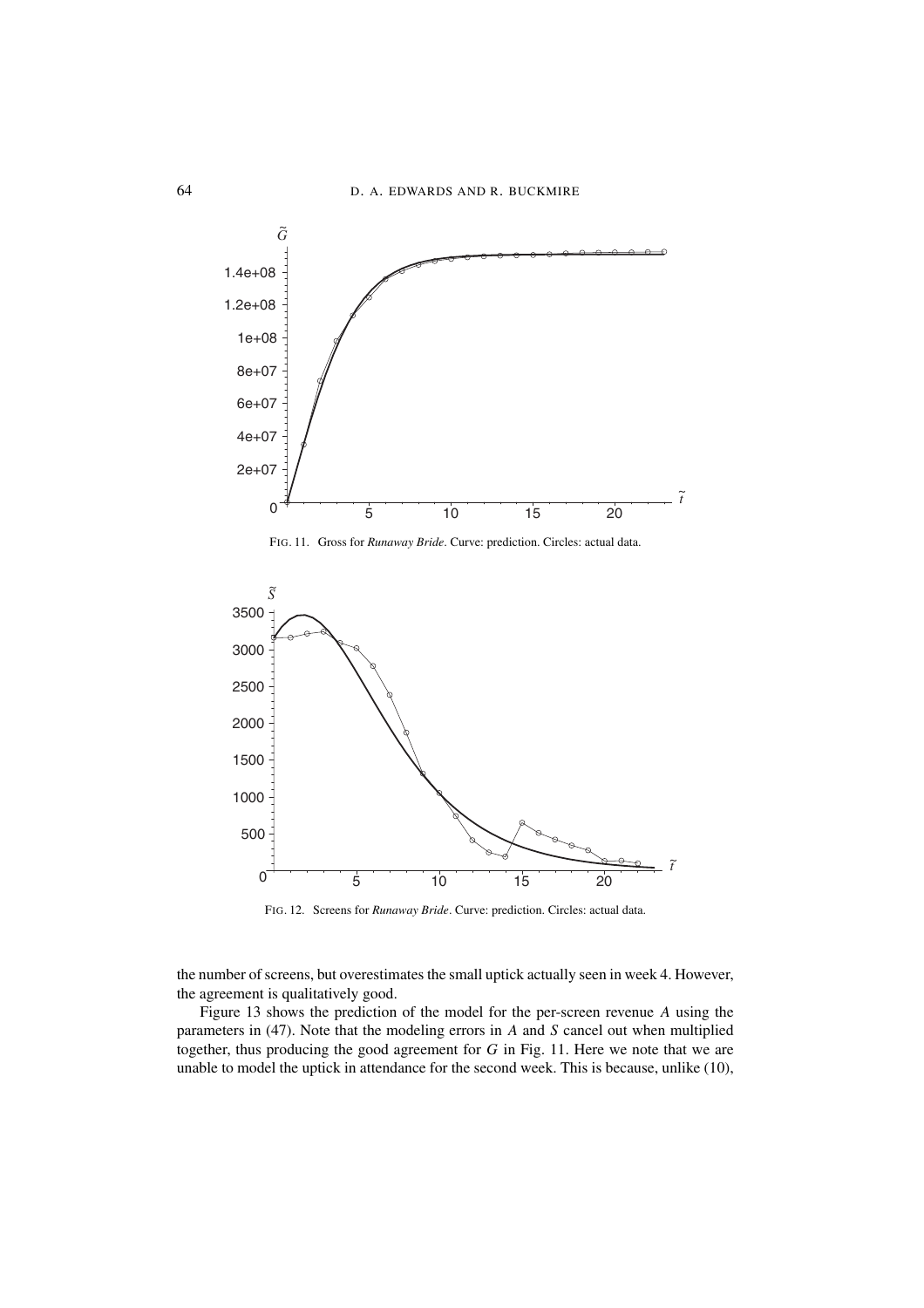FIG. 11. Gross for *Runaway Bride*. Curve: prediction. Circles: actual data.

FIG. 12. Screens for *Runaway Bride*. Curve: prediction. Circles: actual data.

the number of screens, but overestimates the small uptick actually seen in week 4. However, the agreement is qualitatively good.

Figure 13 shows the prediction of the model for the per-screen revenue $A$ using the parameters in (47). Note that the modeling errors in $A$ and $S$ cancel out when multiplied together, thus producing the good agreement for $G$ in Fig. 11. Here we note that we are unable to model the uptick in attendance for the second week. This is because, unlike (10),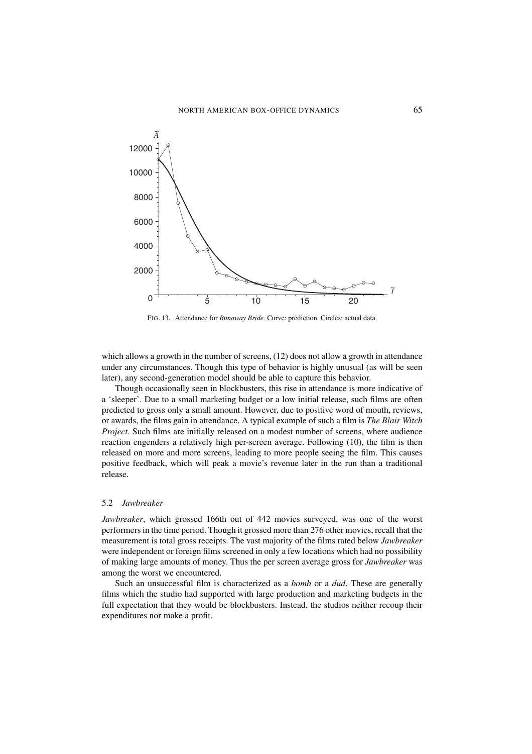FIG. 13. Attendance for *Runaway Bride*. Curve: prediction. Circles: actual data.

which allows a growth in the number of screens, (12) does not allow a growth in attendance under any circumstances. Though this type of behavior is highly unusual (as will be seen later), any second-generation model should be able to capture this behavior.

Though occasionally seen in blockbusters, this rise in attendance is more indicative of a 'sleeper'. Due to a small marketing budget or a low initial release, such films are often predicted to gross only a small amount. However, due to positive word of mouth, reviews, or awards, the films gain in attendance. A typical example of such a film is *The Blair Witch Project*. Such films are initially released on a modest number of screens, where audience reaction engenders a relatively high per-screen average. Following (10), the film is then released on more and more screens, leading to more people seeing the film. This causes positive feedback, which will peak a movie's revenue later in the run than a traditional release.

### 5.2 *Jawbreaker*

*Jawbreaker*, which grossed 166th out of 442 movies surveyed, was one of the worst performers in the time period. Though it grossed more than 276 other movies, recall that the measurement is total gross receipts. The vast majority of the films rated below *Jawbreaker* were independent or foreign films screened in only a few locations which had no possibility of making large amounts of money. Thus the per screen average gross for *Jawbreaker* was among the worst we encountered.

Such an unsuccessful film is characterized as a *bomb* or a *dud*. These are generally films which the studio had supported with large production and marketing budgets in the full expectation that they would be blockbusters. Instead, the studios neither recoup their expenditures nor make a profit.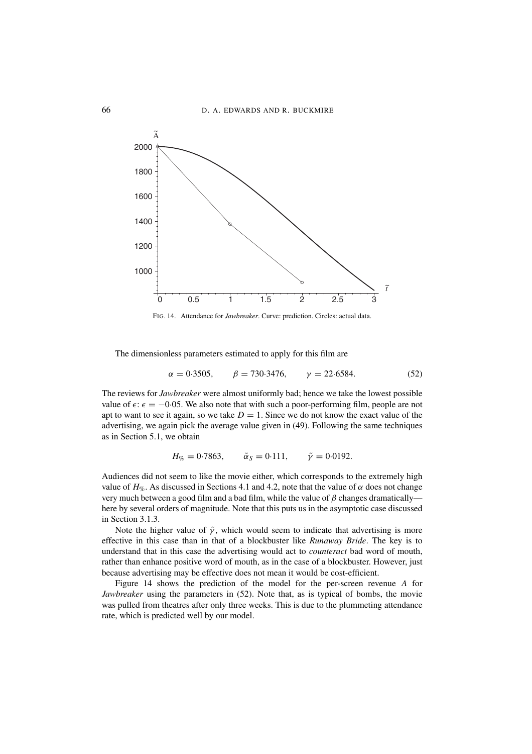FIG. 14. Attendance for *Jawbreaker*. Curve: prediction. Circles: actual data.

The dimensionless parameters estimated to apply for this film are

$$\alpha = 0{\cdot}3505, \qquad \beta = 730{\cdot}3476, \qquad \gamma = 22{\cdot}6584. \tag{52}$$

The reviews for *Jawbreaker* were almost uniformly bad; hence we take the lowest possible value of $\epsilon$: $\epsilon = -0{\cdot}05$. We also note that with such a poor-performing film, people are not apt to want to see it again, so we take $D = 1$. Since we do not know the exact value of the advertising, we again pick the average value given in (49). Following the same techniques as in Section 5.1, we obtain

$$H_{\%} = 0{\cdot}7863, \qquad \tilde{\alpha}_S = 0{\cdot}111, \qquad \tilde{\gamma} = 0{\cdot}0192.$$

Audiences did not seem to like the movie either, which corresponds to the extremely high value of $H_{\%}$. As discussed in Sections 4.1 and 4.2, note that the value of $\alpha$ does not change very much between a good film and a bad film, while the value of $\beta$ changes dramatically—here by several orders of magnitude. Note that this puts us in the asymptotic case discussed in Section 3.1.3.

Note the higher value of $\tilde{\gamma}$, which would seem to indicate that advertising is more effective in this case than in that of a blockbuster like *Runaway Bride*. The key is to understand that in this case the advertising would act to *counteract* bad word of mouth, rather than enhance positive word of mouth, as in the case of a blockbuster. However, just because advertising may be effective does not mean it would be cost-efficient.

Figure 14 shows the prediction of the model for the per-screen revenue $A$ for *Jawbreaker* using the parameters in (52). Note that, as is typical of bombs, the movie was pulled from theatres after only three weeks. This is due to the plummeting attendance rate, which is predicted well by our model.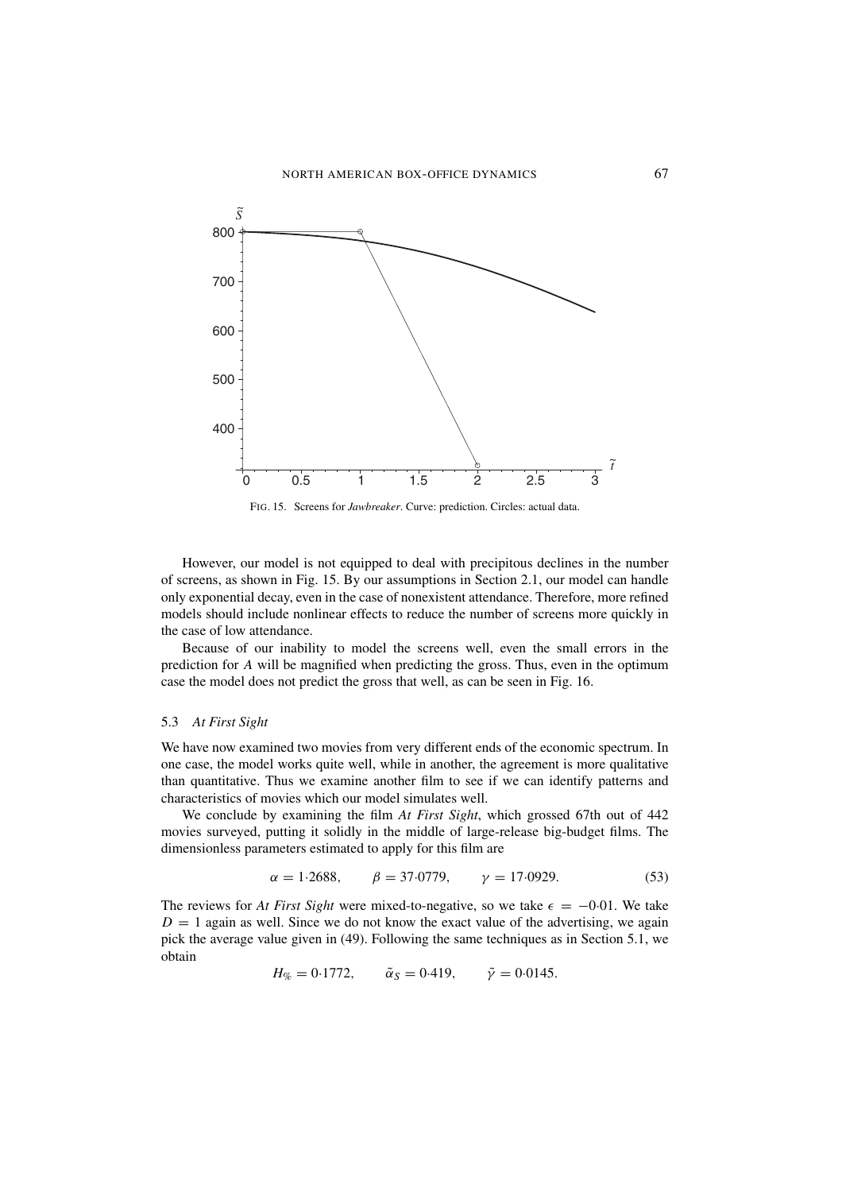FIG. 15. Screens for *Jawbreaker*. Curve: prediction. Circles: actual data.

However, our model is not equipped to deal with precipitous declines in the number of screens, as shown in Fig. 15. By our assumptions in Section 2.1, our model can handle only exponential decay, even in the case of nonexistent attendance. Therefore, more refined models should include nonlinear effects to reduce the number of screens more quickly in the case of low attendance.

Because of our inability to model the screens well, even the small errors in the prediction for $A$ will be magnified when predicting the gross. Thus, even in the optimum case the model does not predict the gross that well, as can be seen in Fig. 16.

### 5.3 *At First Sight*

We have now examined two movies from very different ends of the economic spectrum. In one case, the model works quite well, while in another, the agreement is more qualitative than quantitative. Thus we examine another film to see if we can identify patterns and characteristics of movies which our model simulates well.

We conclude by examining the film *At First Sight*, which grossed 67th out of 442 movies surveyed, putting it solidly in the middle of large-release big-budget films. The dimensionless parameters estimated to apply for this film are

$$\alpha = 1{\cdot}2688, \qquad \beta = 37{\cdot}0779, \qquad \gamma = 17{\cdot}0929. \tag{53}$$

The reviews for *At First Sight* were mixed-to-negative, so we take $\epsilon = -0{\cdot}01$. We take $D = 1$ again as well. Since we do not know the exact value of the advertising, we again pick the average value given in (49). Following the same techniques as in Section 5.1, we obtain

$$H_{\%} = 0{\cdot}1772, \qquad \tilde{\alpha}_S = 0{\cdot}419, \qquad \tilde{\gamma} = 0{\cdot}0145.$$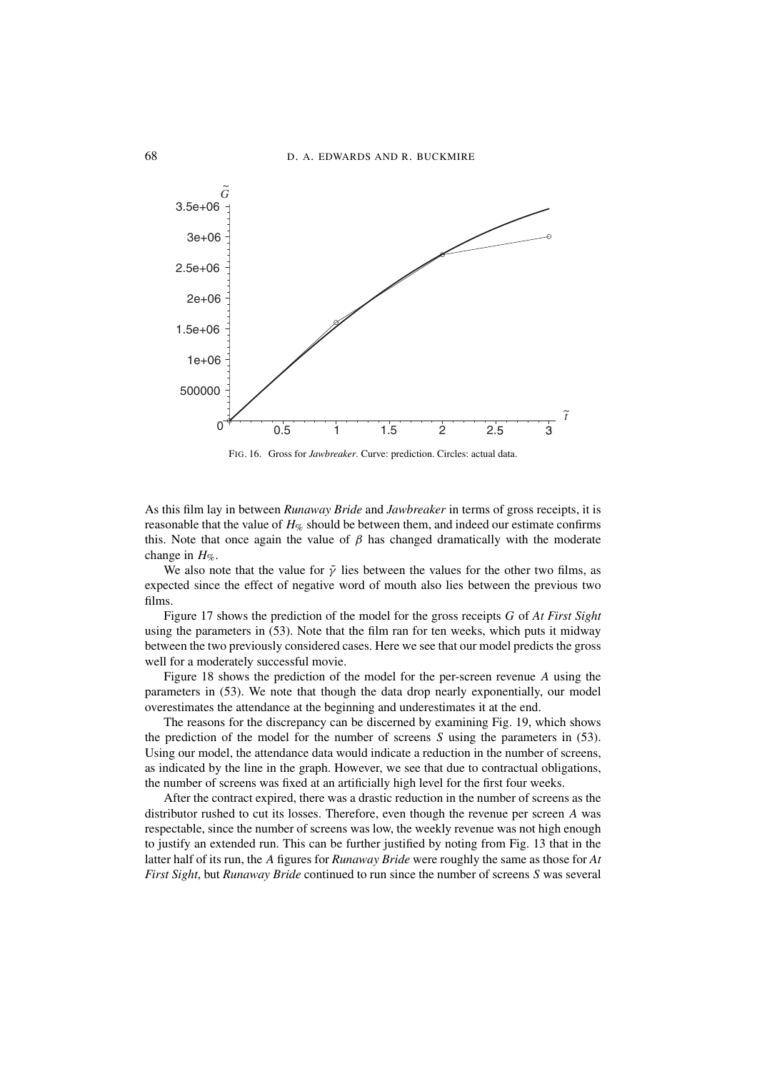FIG. 16. Gross for *Jawbreaker*. Curve: prediction. Circles: actual data.

As this film lay in between *Runaway Bride* and *Jawbreaker* in terms of gross receipts, it is reasonable that the value of $H_{\%}$ should be between them, and indeed our estimate confirms this. Note that once again the value of $\beta$ has changed dramatically with the moderate change in $H_{\%}$.

We also note that the value for $\tilde{\gamma}$ lies between the values for the other two films, as expected since the effect of negative word of mouth also lies between the previous two films.

Figure 17 shows the prediction of the model for the gross receipts $G$ of *At First Sight* using the parameters in (53). Note that the film ran for ten weeks, which puts it midway between the two previously considered cases. Here we see that our model predicts the gross well for a moderately successful movie.

Figure 18 shows the prediction of the model for the per-screen revenue $A$ using the parameters in (53). We note that though the data drop nearly exponentially, our model overestimates the attendance at the beginning and underestimates it at the end.

The reasons for the discrepancy can be discerned by examining Fig. 19, which shows the prediction of the model for the number of screens $S$ using the parameters in (53). Using our model, the attendance data would indicate a reduction in the number of screens, as indicated by the line in the graph. However, we see that due to contractual obligations, the number of screens was fixed at an artificially high level for the first four weeks.

After the contract expired, there was a drastic reduction in the number of screens as the distributor rushed to cut its losses. Therefore, even though the revenue per screen $A$ was respectable, since the number of screens was low, the weekly revenue was not high enough to justify an extended run. This can be further justified by noting from Fig. 13 that in the latter half of its run, the $A$ figures for *Runaway Bride* were roughly the same as those for *At First Sight*, but *Runaway Bride* continued to run since the number of screens $S$ was several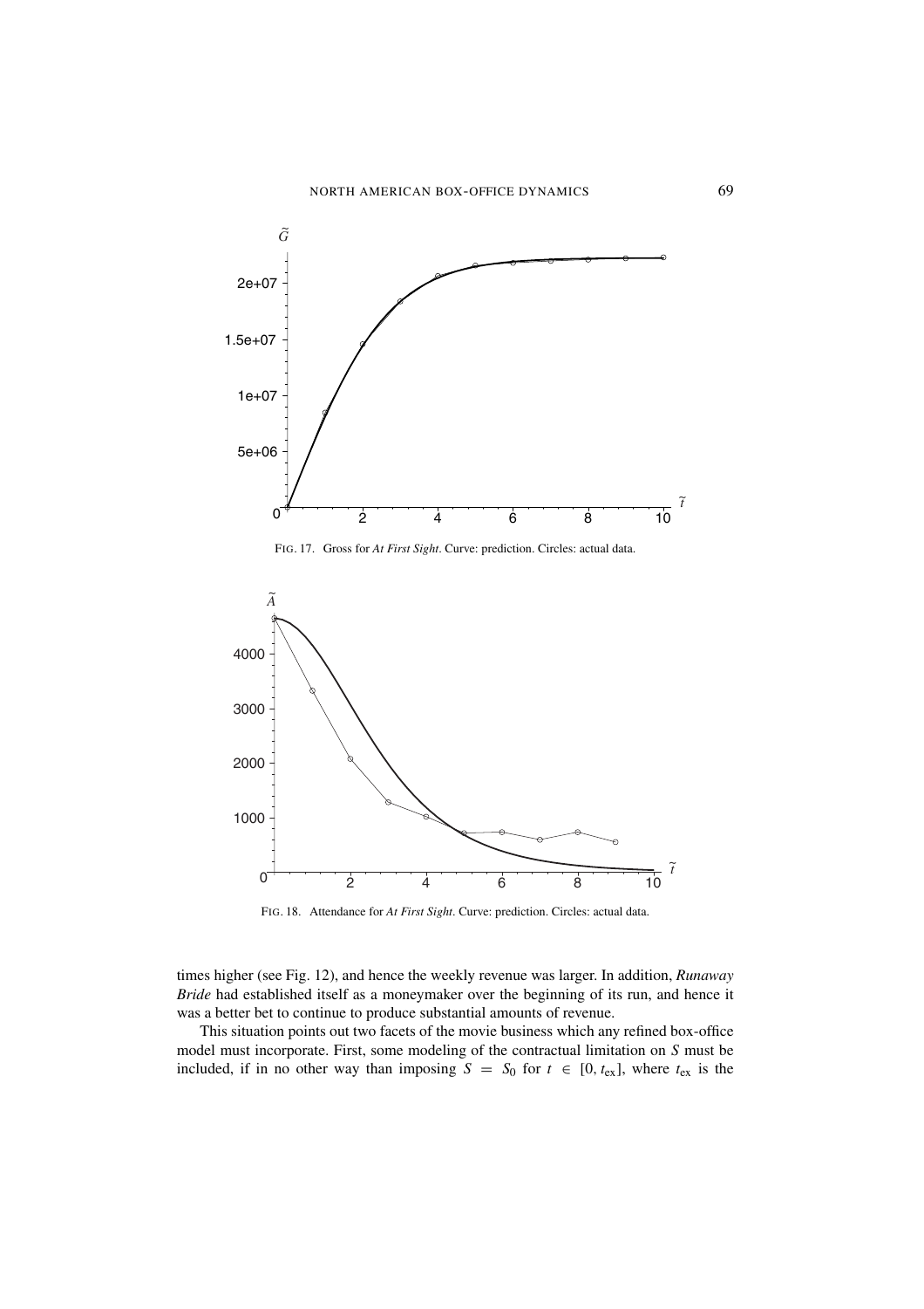FIG. 17. Gross for *At First Sight*. Curve: prediction. Circles: actual data.

FIG. 18. Attendance for *At First Sight*. Curve: prediction. Circles: actual data.

times higher (see Fig. 12), and hence the weekly revenue was larger. In addition, *Runaway Bride* had established itself as a moneymaker over the beginning of its run, and hence it was a better bet to continue to produce substantial amounts of revenue.

This situation points out two facets of the movie business which any refined box-office model must incorporate. First, some modeling of the contractual limitation on $S$ must be included, if in no other way than imposing $S = S_0$ for $t \in [0, t_{\mathrm{ex}}]$, where $t_{\mathrm{ex}}$ is the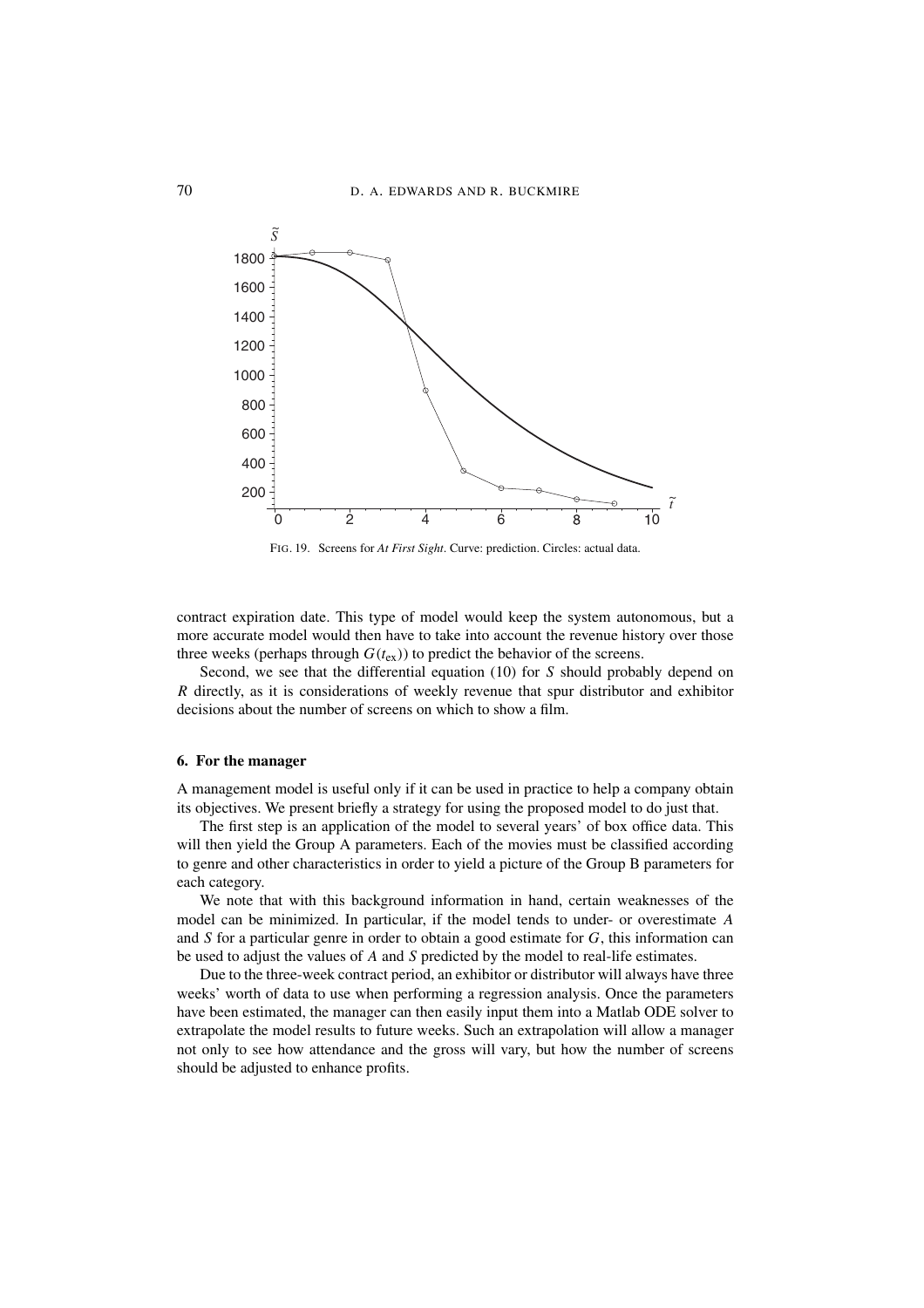FIG. 19. Screens for *At First Sight*. Curve: prediction. Circles: actual data.

contract expiration date. This type of model would keep the system autonomous, but a more accurate model would then have to take into account the revenue history over those three weeks (perhaps through $G(t_{\text{ex}})$) to predict the behavior of the screens.

Second, we see that the differential equation (10) for $S$ should probably depend on $R$ directly, as it is considerations of weekly revenue that spur distributor and exhibitor decisions about the number of screens on which to show a film.

## 6. For the manager

A management model is useful only if it can be used in practice to help a company obtain its objectives. We present briefly a strategy for using the proposed model to do just that.

The first step is an application of the model to several years' of box office data. This will then yield the Group A parameters. Each of the movies must be classified according to genre and other characteristics in order to yield a picture of the Group B parameters for each category.

We note that with this background information in hand, certain weaknesses of the model can be minimized. In particular, if the model tends to under- or overestimate $A$ and $S$ for a particular genre in order to obtain a good estimate for $G$, this information can be used to adjust the values of $A$ and $S$ predicted by the model to real-life estimates.

Due to the three-week contract period, an exhibitor or distributor will always have three weeks' worth of data to use when performing a regression analysis. Once the parameters have been estimated, the manager can then easily input them into a Matlab ODE solver to extrapolate the model results to future weeks. Such an extrapolation will allow a manager not only to see how attendance and the gross will vary, but how the number of screens should be adjusted to enhance profits.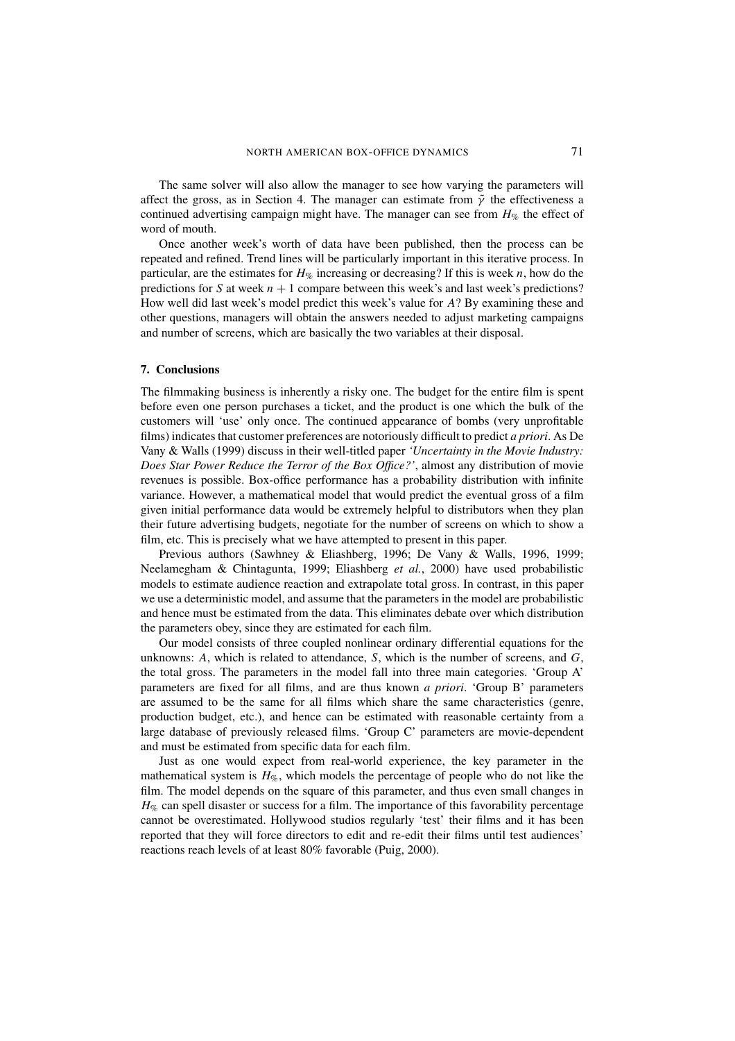The same solver will also allow the manager to see how varying the parameters will affect the gross, as in Section 4. The manager can estimate from $\tilde{\gamma}$ the effectiveness a continued advertising campaign might have. The manager can see from $H_{\%}$ the effect of word of mouth.

Once another week's worth of data have been published, then the process can be repeated and refined. Trend lines will be particularly important in this iterative process. In particular, are the estimates for $H_{\%}$ increasing or decreasing? If this is week $n$, how do the predictions for $S$ at week $n + 1$ compare between this week's and last week's predictions? How well did last week's model predict this week's value for $A$? By examining these and other questions, managers will obtain the answers needed to adjust marketing campaigns and number of screens, which are basically the two variables at their disposal.

### 7. Conclusions

The filmmaking business is inherently a risky one. The budget for the entire film is spent before even one person purchases a ticket, and the product is one which the bulk of the customers will 'use' only once. The continued appearance of bombs (very unprofitable films) indicates that customer preferences are notoriously difficult to predict *a priori*. As De Vany & Walls (1999) discuss in their well-titled paper *'Uncertainty in the Movie Industry: Does Star Power Reduce the Terror of the Box Office?'*, almost any distribution of movie revenues is possible. Box-office performance has a probability distribution with infinite variance. However, a mathematical model that would predict the eventual gross of a film given initial performance data would be extremely helpful to distributors when they plan their future advertising budgets, negotiate for the number of screens on which to show a film, etc. This is precisely what we have attempted to present in this paper.

Previous authors (Sawhney & Eliashberg, 1996; De Vany & Walls, 1996, 1999; Neelamegham & Chintagunta, 1999; Eliashberg *et al.*, 2000) have used probabilistic models to estimate audience reaction and extrapolate total gross. In contrast, in this paper we use a deterministic model, and assume that the parameters in the model are probabilistic and hence must be estimated from the data. This eliminates debate over which distribution the parameters obey, since they are estimated for each film.

Our model consists of three coupled nonlinear ordinary differential equations for the unknowns: $A$, which is related to attendance, $S$, which is the number of screens, and $G$, the total gross. The parameters in the model fall into three main categories. 'Group A' parameters are fixed for all films, and are thus known *a priori*. 'Group B' parameters are assumed to be the same for all films which share the same characteristics (genre, production budget, etc.), and hence can be estimated with reasonable certainty from a large database of previously released films. 'Group C' parameters are movie-dependent and must be estimated from specific data for each film.

Just as one would expect from real-world experience, the key parameter in the mathematical system is $H_{\%}$, which models the percentage of people who do not like the film. The model depends on the square of this parameter, and thus even small changes in $H_{\%}$ can spell disaster or success for a film. The importance of this favorability percentage cannot be overestimated. Hollywood studios regularly 'test' their films and it has been reported that they will force directors to edit and re-edit their films until test audiences' reactions reach levels of at least 80% favorable (Puig, 2000).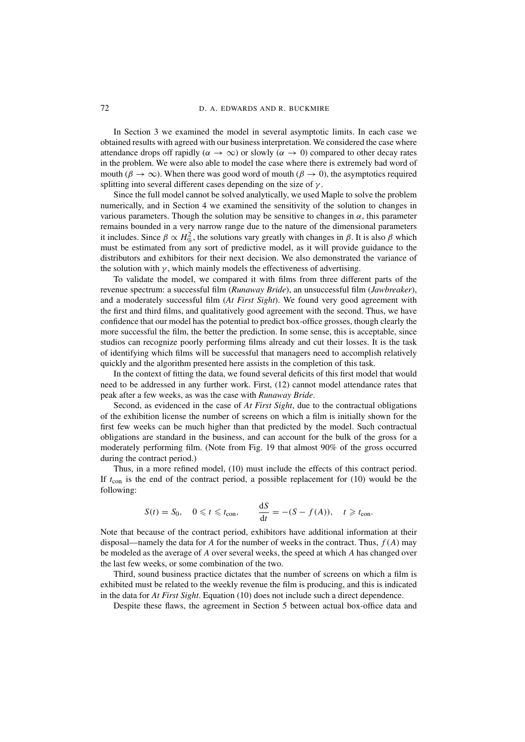In Section 3 we examined the model in several asymptotic limits. In each case we obtained results with agreed with our business interpretation. We considered the case where attendance drops off rapidly ($\alpha \to \infty$) or slowly ($\alpha \to 0$) compared to other decay rates in the problem. We were also able to model the case where there is extremely bad word of mouth ($\beta \to \infty$). When there was good word of mouth ($\beta \to 0$), the asymptotics required splitting into several different cases depending on the size of $\gamma$.

Since the full model cannot be solved analytically, we used Maple to solve the problem numerically, and in Section 4 we examined the sensitivity of the solution to changes in various parameters. Though the solution may be sensitive to changes in $\alpha$, this parameter remains bounded in a very narrow range due to the nature of the dimensional parameters it includes. Since $\beta \propto H_{\%}^2$, the solutions vary greatly with changes in $\beta$. It is also $\beta$ which must be estimated from any sort of predictive model, as it will provide guidance to the distributors and exhibitors for their next decision. We also demonstrated the variance of the solution with $\gamma$, which mainly models the effectiveness of advertising.

To validate the model, we compared it with films from three different parts of the revenue spectrum: a successful film (*Runaway Bride*), an unsuccessful film (*Jawbreaker*), and a moderately successful film (*At First Sight*). We found very good agreement with the first and third films, and qualitatively good agreement with the second. Thus, we have confidence that our model has the potential to predict box-office grosses, though clearly the more successful the film, the better the prediction. In some sense, this is acceptable, since studios can recognize poorly performing films already and cut their losses. It is the task of identifying which films will be successful that managers need to accomplish relatively quickly and the algorithm presented here assists in the completion of this task.

In the context of fitting the data, we found several deficits of this first model that would need to be addressed in any further work. First, (12) cannot model attendance rates that peak after a few weeks, as was the case with *Runaway Bride*.

Second, as evidenced in the case of *At First Sight*, due to the contractual obligations of the exhibition license the number of screens on which a film is initially shown for the first few weeks can be much higher than that predicted by the model. Such contractual obligations are standard in the business, and can account for the bulk of the gross for a moderately performing film. (Note from Fig. 19 that almost 90% of the gross occurred during the contract period.)

Thus, in a more refined model, (10) must include the effects of this contract period. If $t_{\text{con}}$ is the end of the contract period, a possible replacement for (10) would be the following:

$$S(t) = S_0, \quad 0 \leqslant t \leqslant t_{\text{con}}, \qquad \frac{\mathrm{d}S}{\mathrm{d}t} = -(S - f(A)), \quad t \geqslant t_{\text{con}}.$$

Note that because of the contract period, exhibitors have additional information at their disposal—namely the data for $A$ for the number of weeks in the contract. Thus, $f(A)$ may be modeled as the average of $A$ over several weeks, the speed at which $A$ has changed over the last few weeks, or some combination of the two.

Third, sound business practice dictates that the number of screens on which a film is exhibited must be related to the weekly revenue the film is producing, and this is indicated in the data for *At First Sight*. Equation (10) does not include such a direct dependence.

Despite these flaws, the agreement in Section 5 between actual box-office data and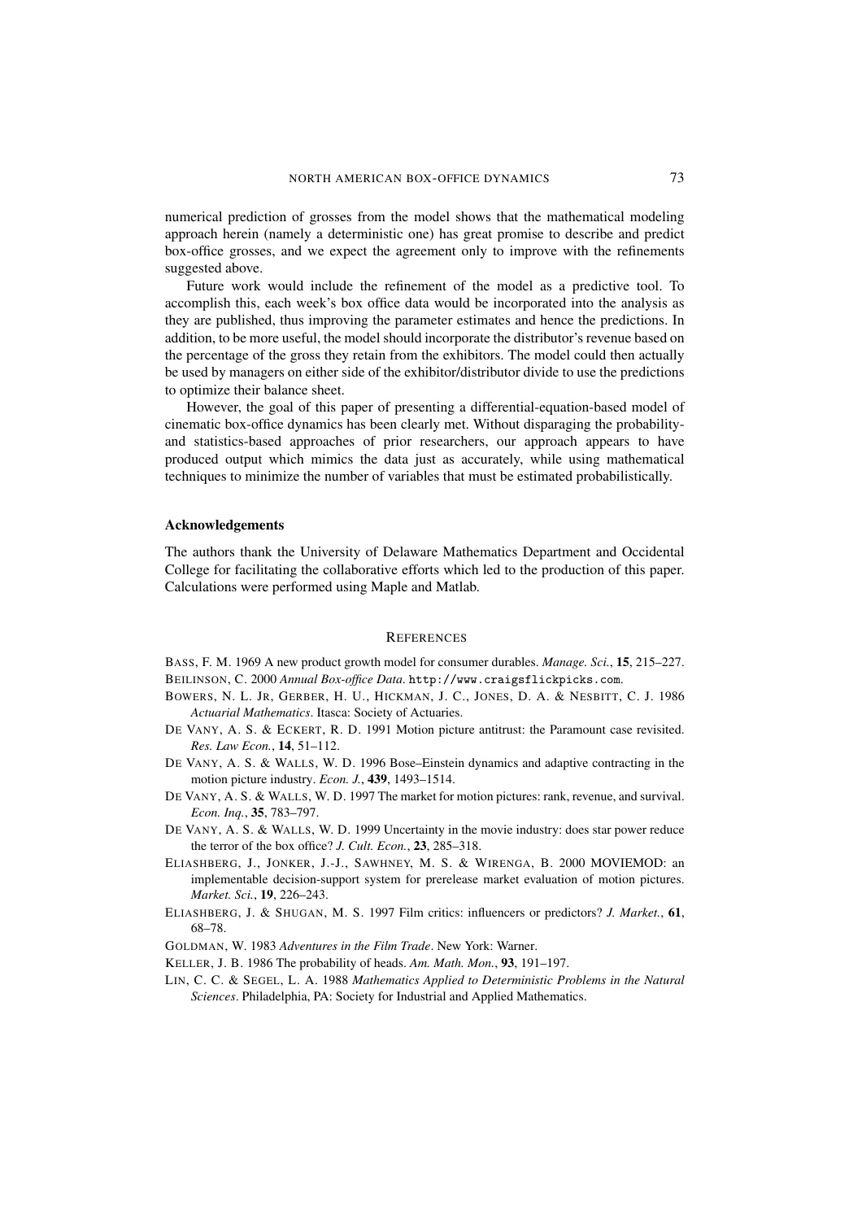numerical prediction of grosses from the model shows that the mathematical modeling approach herein (namely a deterministic one) has great promise to describe and predict box-office grosses, and we expect the agreement only to improve with the refinements suggested above.

Future work would include the refinement of the model as a predictive tool. To accomplish this, each week's box office data would be incorporated into the analysis as they are published, thus improving the parameter estimates and hence the predictions. In addition, to be more useful, the model should incorporate the distributor's revenue based on the percentage of the gross they retain from the exhibitors. The model could then actually be used by managers on either side of the exhibitor/distributor divide to use the predictions to optimize their balance sheet.

However, the goal of this paper of presenting a differential-equation-based model of cinematic box-office dynamics has been clearly met. Without disparaging the probability- and statistics-based approaches of prior researchers, our approach appears to have produced output which mimics the data just as accurately, while using mathematical techniques to minimize the number of variables that must be estimated probabilistically.

### Acknowledgements

The authors thank the University of Delaware Mathematics Department and Occidental College for facilitating the collaborative efforts which led to the production of this paper. Calculations were performed using Maple and Matlab.

## References

BASS, F. M. 1969 A new product growth model for consumer durables. *Manage. Sci.*, **15**, 215–227.

BEILINSON, C. 2000 *Annual Box-office Data*. http://www.craigsflickpicks.com.

BOWERS, N. L. JR, GERBER, H. U., HICKMAN, J. C., JONES, D. A. & NESBITT, C. J. 1986 *Actuarial Mathematics*. Itasca: Society of Actuaries.

DE VANY, A. S. & ECKERT, R. D. 1991 Motion picture antitrust: the Paramount case revisited. *Res. Law Econ.*, **14**, 51–112.

DE VANY, A. S. & WALLS, W. D. 1996 Bose–Einstein dynamics and adaptive contracting in the motion picture industry. *Econ. J.*, **439**, 1493–1514.

DE VANY, A. S. & WALLS, W. D. 1997 The market for motion pictures: rank, revenue, and survival. *Econ. Inq.*, **35**, 783–797.

DE VANY, A. S. & WALLS, W. D. 1999 Uncertainty in the movie industry: does star power reduce the terror of the box office? *J. Cult. Econ.*, **23**, 285–318.

ELIASHBERG, J., JONKER, J.-J., SAWHNEY, M. S. & WIRENGA, B. 2000 MOVIEMOD: an implementable decision-support system for prerelease market evaluation of motion pictures. *Market. Sci.*, **19**, 226–243.

ELIASHBERG, J. & SHUGAN, M. S. 1997 Film critics: influencers or predictors? *J. Market.*, **61**, 68–78.

GOLDMAN, W. 1983 *Adventures in the Film Trade*. New York: Warner.

KELLER, J. B. 1986 The probability of heads. *Am. Math. Mon.*, **93**, 191–197.

LIN, C. C. & SEGEL, L. A. 1988 *Mathematics Applied to Deterministic Problems in the Natural Sciences*. Philadelphia, PA: Society for Industrial and Applied Mathematics.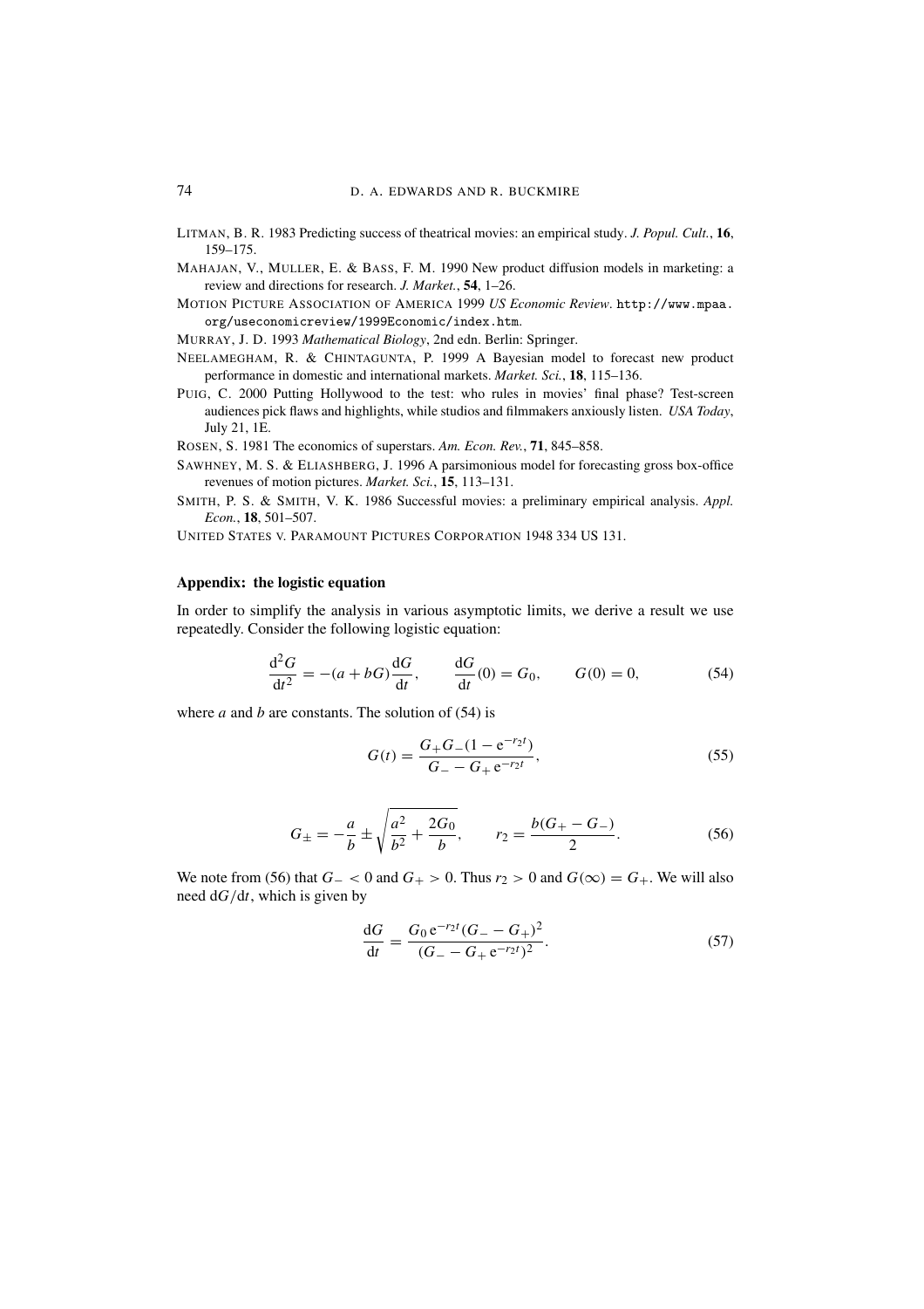LITMAN, B. R. 1983 Predicting success of theatrical movies: an empirical study. *J. Popul. Cult.*, **16**, 159–175.

MAHAJAN, V., MULLER, E. & BASS, F. M. 1990 New product diffusion models in marketing: a review and directions for research. *J. Market.*, **54**, 1–26.

MOTION PICTURE ASSOCIATION OF AMERICA 1999 *US Economic Review*. http://www.mpaa.org/useconomicreview/1999Economic/index.htm.

MURRAY, J. D. 1993 *Mathematical Biology*, 2nd edn. Berlin: Springer.

NEELAMEGHAM, R. & CHINTAGUNTA, P. 1999 A Bayesian model to forecast new product performance in domestic and international markets. *Market. Sci.*, **18**, 115–136.

PUIG, C. 2000 Putting Hollywood to the test: who rules in movies' final phase? Test-screen audiences pick flaws and highlights, while studios and filmmakers anxiously listen. *USA Today*, July 21, 1E.

ROSEN, S. 1981 The economics of superstars. *Am. Econ. Rev.*, **71**, 845–858.

SAWHNEY, M. S. & ELIASHBERG, J. 1996 A parsimonious model for forecasting gross box-office revenues of motion pictures. *Market. Sci.*, **15**, 113–131.

SMITH, P. S. & SMITH, V. K. 1986 Successful movies: a preliminary empirical analysis. *Appl. Econ.*, **18**, 501–507.

UNITED STATES V. PARAMOUNT PICTURES CORPORATION 1948 334 US 131.

## Appendix: the logistic equation

In order to simplify the analysis in various asymptotic limits, we derive a result we use repeatedly. Consider the following logistic equation:

$$\frac{\mathrm{d}^2 G}{\mathrm{d}t^2} = -(a + bG)\frac{\mathrm{d}G}{\mathrm{d}t}, \qquad \frac{\mathrm{d}G}{\mathrm{d}t}(0) = G_0, \qquad G(0) = 0, \tag{54}$$

where $a$ and $b$ are constants. The solution of (54) is

$$G(t) = \frac{G_+ G_-(1 - \mathrm{e}^{-r_2 t})}{G_- - G_+ \mathrm{e}^{-r_2 t}}, \tag{55}$$

$$G_\pm = -\frac{a}{b} \pm \sqrt{\frac{a^2}{b^2} + \frac{2G_0}{b}}, \qquad r_2 = \frac{b(G_+ - G_-)}{2}. \tag{56}$$

We note from (56) that $G_- < 0$ and $G_+ > 0$. Thus $r_2 > 0$ and $G(\infty) = G_+$. We will also need $\mathrm{d}G/\mathrm{d}t$, which is given by

$$\frac{\mathrm{d}G}{\mathrm{d}t} = \frac{G_0\,\mathrm{e}^{-r_2 t}(G_- - G_+)^2}{(G_- - G_+\,\mathrm{e}^{-r_2 t})^2}. \tag{57}$$